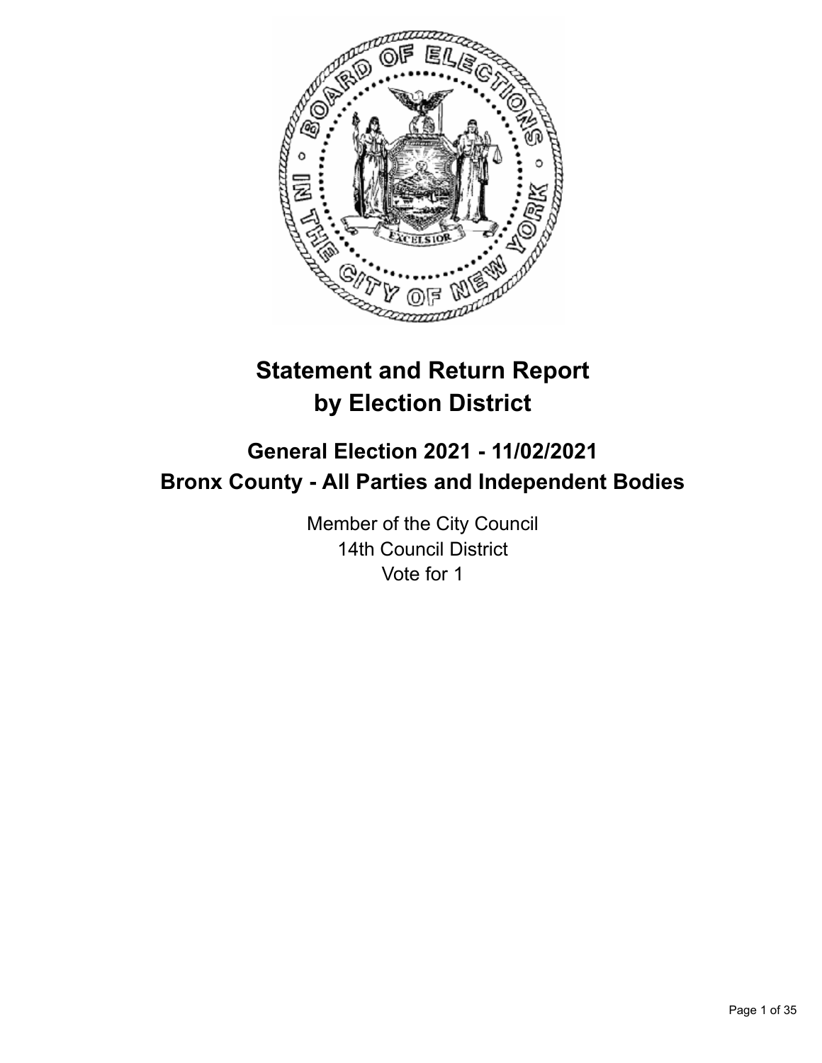# Statement and Return Report by Election District

## General Election 2021 - 11/02/2021
## Bronx County - All Parties and Independent Bodies

Member of the City Council
14th Council District
Vote for 1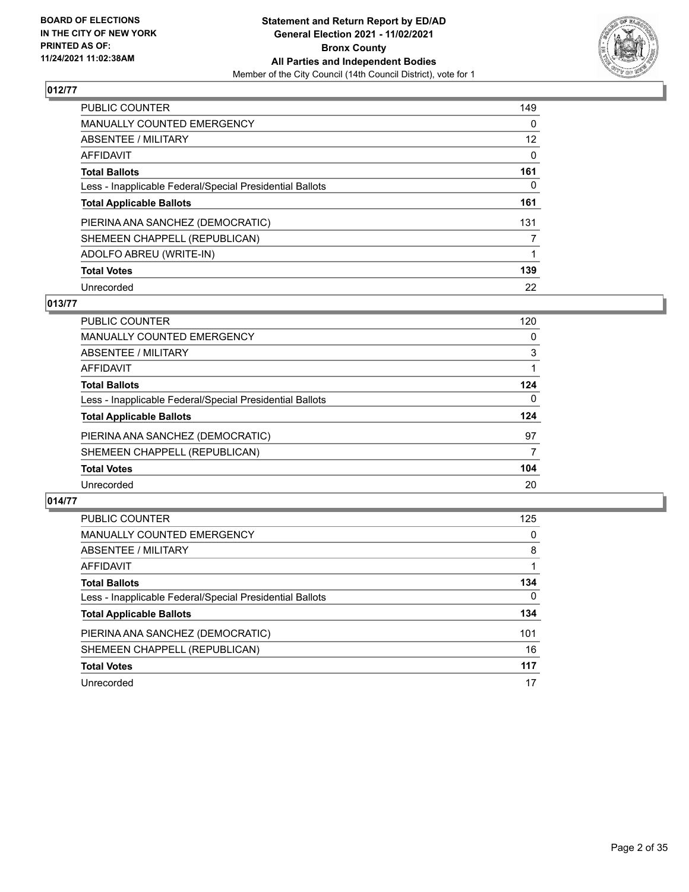**BOARD OF ELECTIONS IN THE CITY OF NEW YORK PRINTED AS OF: 11/24/2021 11:02:38AM**

**Statement and Return Report by ED/AD General Election 2021 - 11/02/2021 Bronx County All Parties and Independent Bodies**

Member of the City Council (14th Council District), vote for 1

## 012/77

| | |
|---|---|
| PUBLIC COUNTER | 149 |
| MANUALLY COUNTED EMERGENCY | 0 |
| ABSENTEE / MILITARY | 12 |
| AFFIDAVIT | 0 |
| **Total Ballots** | **161** |
| Less - Inapplicable Federal/Special Presidential Ballots | 0 |
| **Total Applicable Ballots** | **161** |
| PIERINA ANA SANCHEZ (DEMOCRATIC) | 131 |
| SHEMEEN CHAPPELL (REPUBLICAN) | 7 |
| ADOLFO ABREU (WRITE-IN) | 1 |
| **Total Votes** | **139** |
| Unrecorded | 22 |

## 013/77

| | |
|---|---|
| PUBLIC COUNTER | 120 |
| MANUALLY COUNTED EMERGENCY | 0 |
| ABSENTEE / MILITARY | 3 |
| AFFIDAVIT | 1 |
| **Total Ballots** | **124** |
| Less - Inapplicable Federal/Special Presidential Ballots | 0 |
| **Total Applicable Ballots** | **124** |
| PIERINA ANA SANCHEZ (DEMOCRATIC) | 97 |
| SHEMEEN CHAPPELL (REPUBLICAN) | 7 |
| **Total Votes** | **104** |
| Unrecorded | 20 |

## 014/77

| | |
|---|---|
| PUBLIC COUNTER | 125 |
| MANUALLY COUNTED EMERGENCY | 0 |
| ABSENTEE / MILITARY | 8 |
| AFFIDAVIT | 1 |
| **Total Ballots** | **134** |
| Less - Inapplicable Federal/Special Presidential Ballots | 0 |
| **Total Applicable Ballots** | **134** |
| PIERINA ANA SANCHEZ (DEMOCRATIC) | 101 |
| SHEMEEN CHAPPELL (REPUBLICAN) | 16 |
| **Total Votes** | **117** |
| Unrecorded | 17 |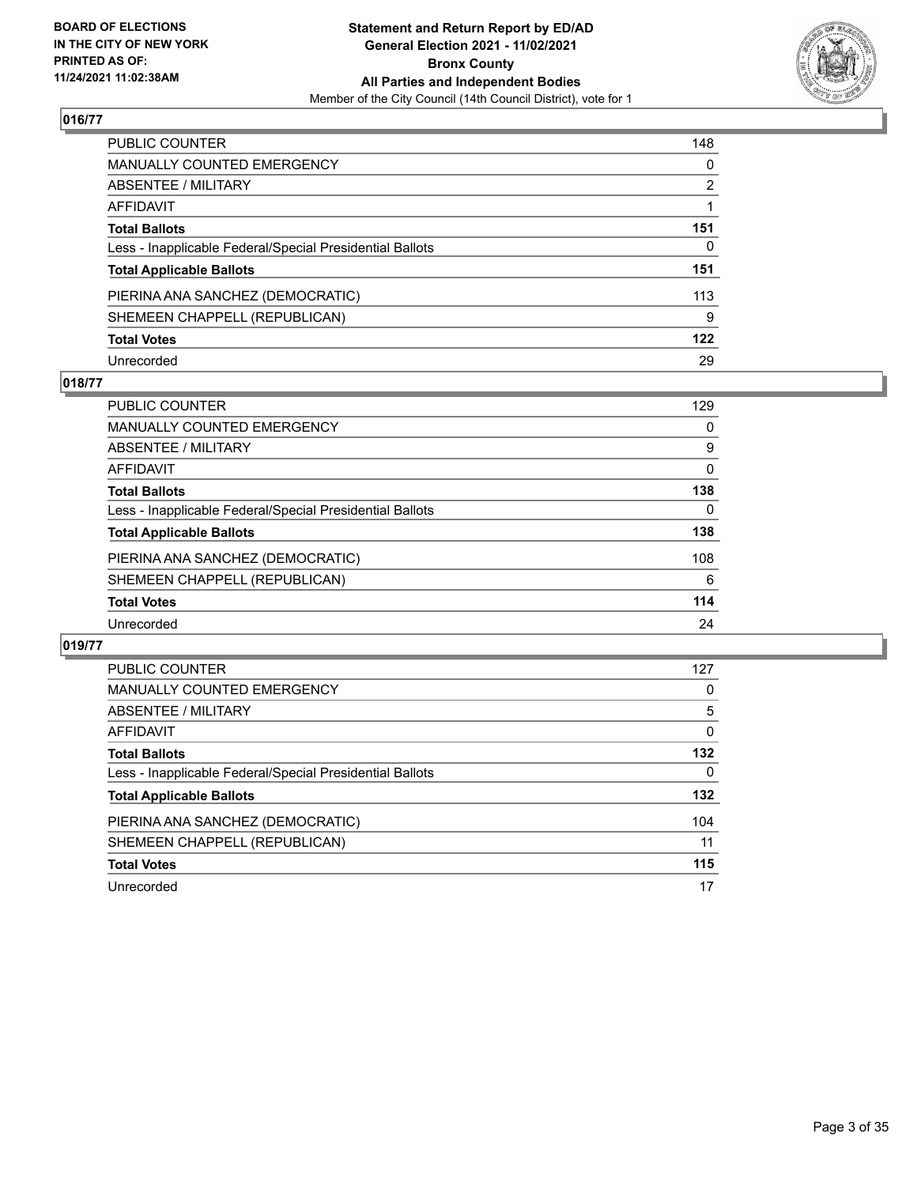## 016/77

| | |
|---|---|
| PUBLIC COUNTER | 148 |
| MANUALLY COUNTED EMERGENCY | 0 |
| ABSENTEE / MILITARY | 2 |
| AFFIDAVIT | 1 |
| **Total Ballots** | **151** |
| Less - Inapplicable Federal/Special Presidential Ballots | 0 |
| **Total Applicable Ballots** | **151** |
| PIERINA ANA SANCHEZ (DEMOCRATIC) | 113 |
| SHEMEEN CHAPPELL (REPUBLICAN) | 9 |
| **Total Votes** | **122** |
| Unrecorded | 29 |

## 018/77

| | |
|---|---|
| PUBLIC COUNTER | 129 |
| MANUALLY COUNTED EMERGENCY | 0 |
| ABSENTEE / MILITARY | 9 |
| AFFIDAVIT | 0 |
| **Total Ballots** | **138** |
| Less - Inapplicable Federal/Special Presidential Ballots | 0 |
| **Total Applicable Ballots** | **138** |
| PIERINA ANA SANCHEZ (DEMOCRATIC) | 108 |
| SHEMEEN CHAPPELL (REPUBLICAN) | 6 |
| **Total Votes** | **114** |
| Unrecorded | 24 |

## 019/77

| | |
|---|---|
| PUBLIC COUNTER | 127 |
| MANUALLY COUNTED EMERGENCY | 0 |
| ABSENTEE / MILITARY | 5 |
| AFFIDAVIT | 0 |
| **Total Ballots** | **132** |
| Less - Inapplicable Federal/Special Presidential Ballots | 0 |
| **Total Applicable Ballots** | **132** |
| PIERINA ANA SANCHEZ (DEMOCRATIC) | 104 |
| SHEMEEN CHAPPELL (REPUBLICAN) | 11 |
| **Total Votes** | **115** |
| Unrecorded | 17 |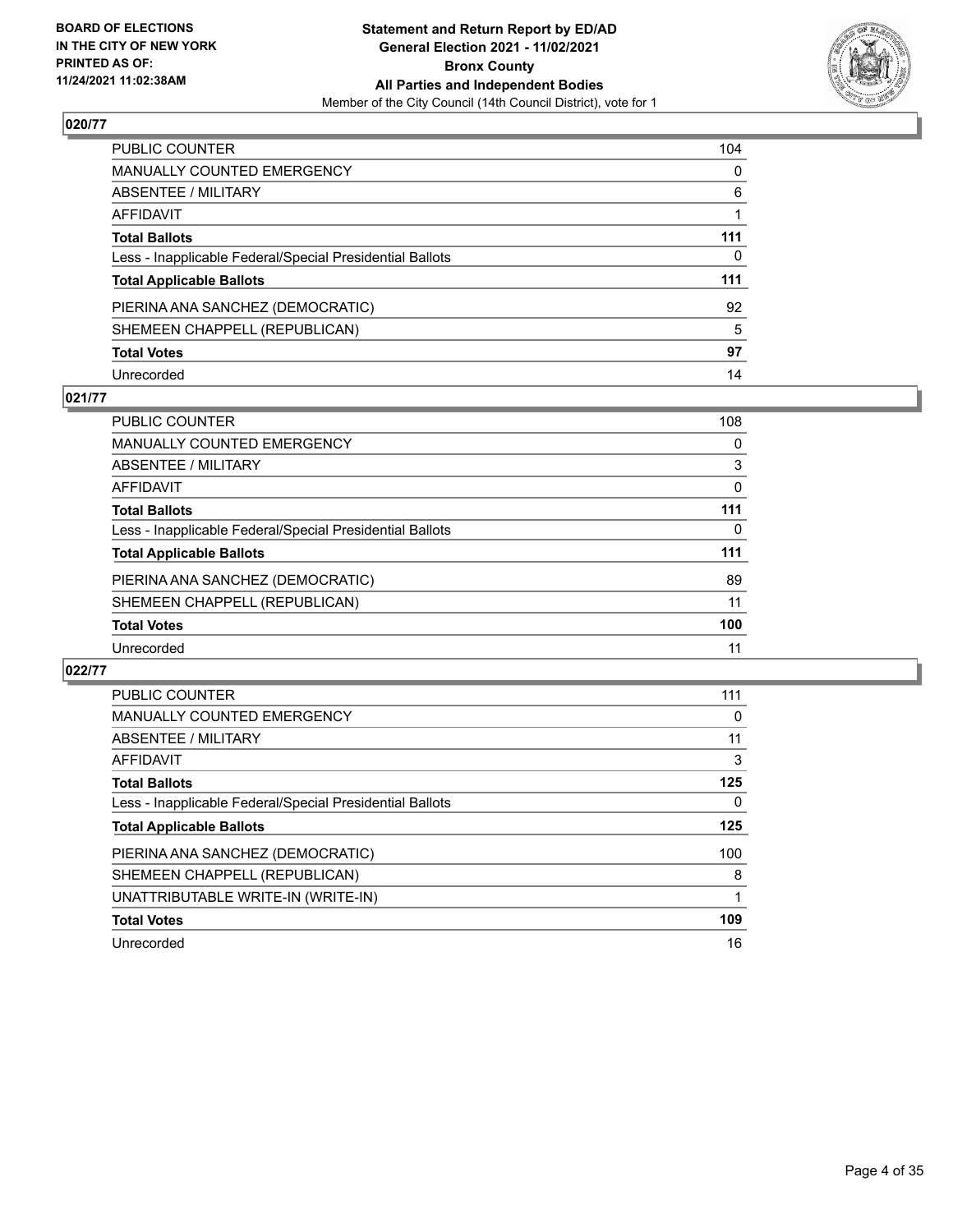## 020/77

| | |
|---|---|
| PUBLIC COUNTER | 104 |
| MANUALLY COUNTED EMERGENCY | 0 |
| ABSENTEE / MILITARY | 6 |
| AFFIDAVIT | 1 |
| **Total Ballots** | **111** |
| Less - Inapplicable Federal/Special Presidential Ballots | 0 |
| **Total Applicable Ballots** | **111** |
| PIERINA ANA SANCHEZ (DEMOCRATIC) | 92 |
| SHEMEEN CHAPPELL (REPUBLICAN) | 5 |
| **Total Votes** | **97** |
| Unrecorded | 14 |

## 021/77

| | |
|---|---|
| PUBLIC COUNTER | 108 |
| MANUALLY COUNTED EMERGENCY | 0 |
| ABSENTEE / MILITARY | 3 |
| AFFIDAVIT | 0 |
| **Total Ballots** | **111** |
| Less - Inapplicable Federal/Special Presidential Ballots | 0 |
| **Total Applicable Ballots** | **111** |
| PIERINA ANA SANCHEZ (DEMOCRATIC) | 89 |
| SHEMEEN CHAPPELL (REPUBLICAN) | 11 |
| **Total Votes** | **100** |
| Unrecorded | 11 |

## 022/77

| | |
|---|---|
| PUBLIC COUNTER | 111 |
| MANUALLY COUNTED EMERGENCY | 0 |
| ABSENTEE / MILITARY | 11 |
| AFFIDAVIT | 3 |
| **Total Ballots** | **125** |
| Less - Inapplicable Federal/Special Presidential Ballots | 0 |
| **Total Applicable Ballots** | **125** |
| PIERINA ANA SANCHEZ (DEMOCRATIC) | 100 |
| SHEMEEN CHAPPELL (REPUBLICAN) | 8 |
| UNATTRIBUTABLE WRITE-IN (WRITE-IN) | 1 |
| **Total Votes** | **109** |
| Unrecorded | 16 |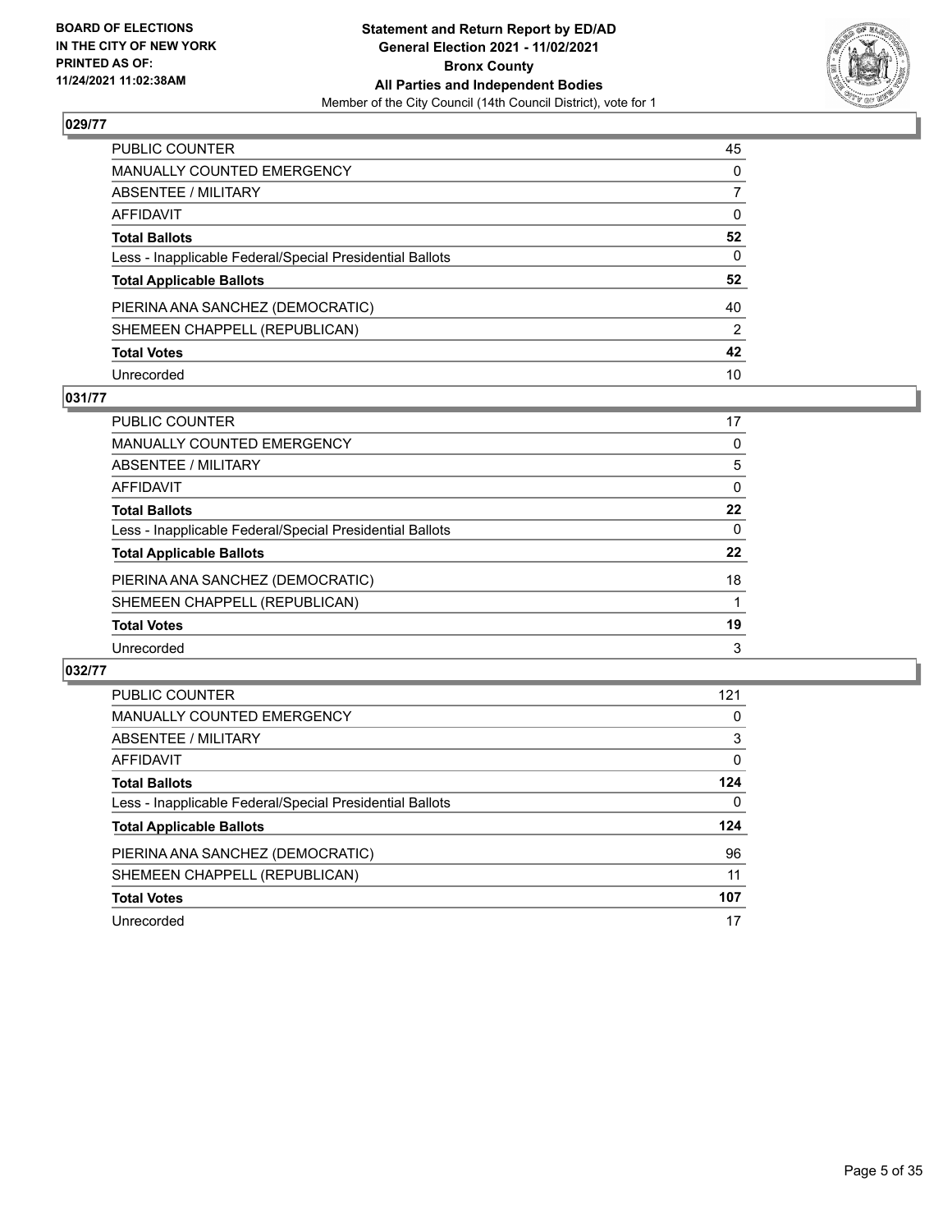## 029/77

| | |
|---|---|
| PUBLIC COUNTER | 45 |
| MANUALLY COUNTED EMERGENCY | 0 |
| ABSENTEE / MILITARY | 7 |
| AFFIDAVIT | 0 |
| **Total Ballots** | **52** |
| Less - Inapplicable Federal/Special Presidential Ballots | 0 |
| **Total Applicable Ballots** | **52** |
| PIERINA ANA SANCHEZ (DEMOCRATIC) | 40 |
| SHEMEEN CHAPPELL (REPUBLICAN) | 2 |
| **Total Votes** | **42** |
| Unrecorded | 10 |

## 031/77

| | |
|---|---|
| PUBLIC COUNTER | 17 |
| MANUALLY COUNTED EMERGENCY | 0 |
| ABSENTEE / MILITARY | 5 |
| AFFIDAVIT | 0 |
| **Total Ballots** | **22** |
| Less - Inapplicable Federal/Special Presidential Ballots | 0 |
| **Total Applicable Ballots** | **22** |
| PIERINA ANA SANCHEZ (DEMOCRATIC) | 18 |
| SHEMEEN CHAPPELL (REPUBLICAN) | 1 |
| **Total Votes** | **19** |
| Unrecorded | 3 |

## 032/77

| | |
|---|---|
| PUBLIC COUNTER | 121 |
| MANUALLY COUNTED EMERGENCY | 0 |
| ABSENTEE / MILITARY | 3 |
| AFFIDAVIT | 0 |
| **Total Ballots** | **124** |
| Less - Inapplicable Federal/Special Presidential Ballots | 0 |
| **Total Applicable Ballots** | **124** |
| PIERINA ANA SANCHEZ (DEMOCRATIC) | 96 |
| SHEMEEN CHAPPELL (REPUBLICAN) | 11 |
| **Total Votes** | **107** |
| Unrecorded | 17 |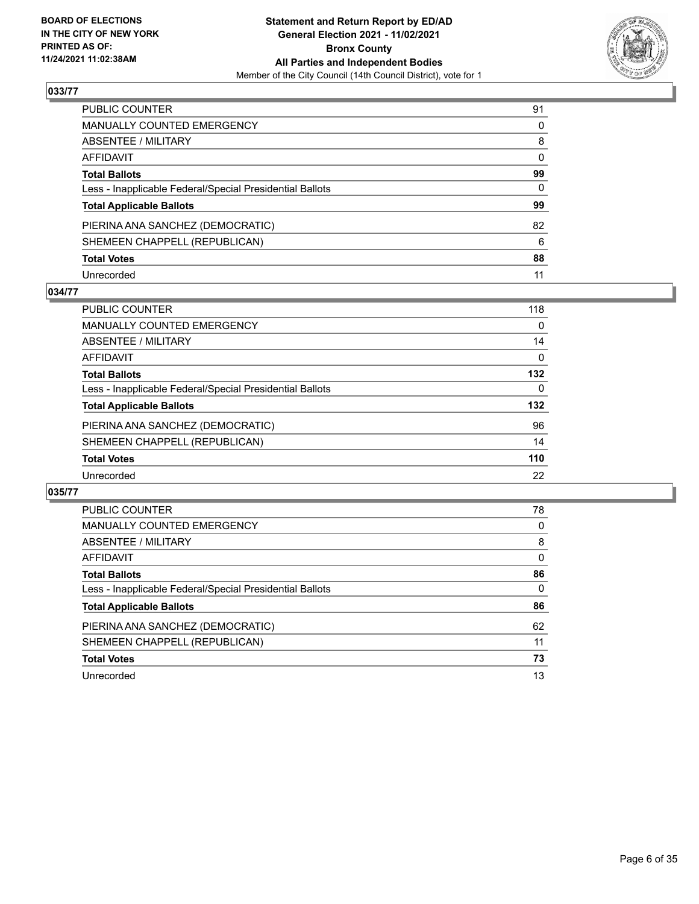## 033/77

| | |
|---|---|
| PUBLIC COUNTER | 91 |
| MANUALLY COUNTED EMERGENCY | 0 |
| ABSENTEE / MILITARY | 8 |
| AFFIDAVIT | 0 |
| **Total Ballots** | **99** |
| Less - Inapplicable Federal/Special Presidential Ballots | 0 |
| **Total Applicable Ballots** | **99** |
| PIERINA ANA SANCHEZ (DEMOCRATIC) | 82 |
| SHEMEEN CHAPPELL (REPUBLICAN) | 6 |
| **Total Votes** | **88** |
| Unrecorded | 11 |

## 034/77

| | |
|---|---|
| PUBLIC COUNTER | 118 |
| MANUALLY COUNTED EMERGENCY | 0 |
| ABSENTEE / MILITARY | 14 |
| AFFIDAVIT | 0 |
| **Total Ballots** | **132** |
| Less - Inapplicable Federal/Special Presidential Ballots | 0 |
| **Total Applicable Ballots** | **132** |
| PIERINA ANA SANCHEZ (DEMOCRATIC) | 96 |
| SHEMEEN CHAPPELL (REPUBLICAN) | 14 |
| **Total Votes** | **110** |
| Unrecorded | 22 |

## 035/77

| | |
|---|---|
| PUBLIC COUNTER | 78 |
| MANUALLY COUNTED EMERGENCY | 0 |
| ABSENTEE / MILITARY | 8 |
| AFFIDAVIT | 0 |
| **Total Ballots** | **86** |
| Less - Inapplicable Federal/Special Presidential Ballots | 0 |
| **Total Applicable Ballots** | **86** |
| PIERINA ANA SANCHEZ (DEMOCRATIC) | 62 |
| SHEMEEN CHAPPELL (REPUBLICAN) | 11 |
| **Total Votes** | **73** |
| Unrecorded | 13 |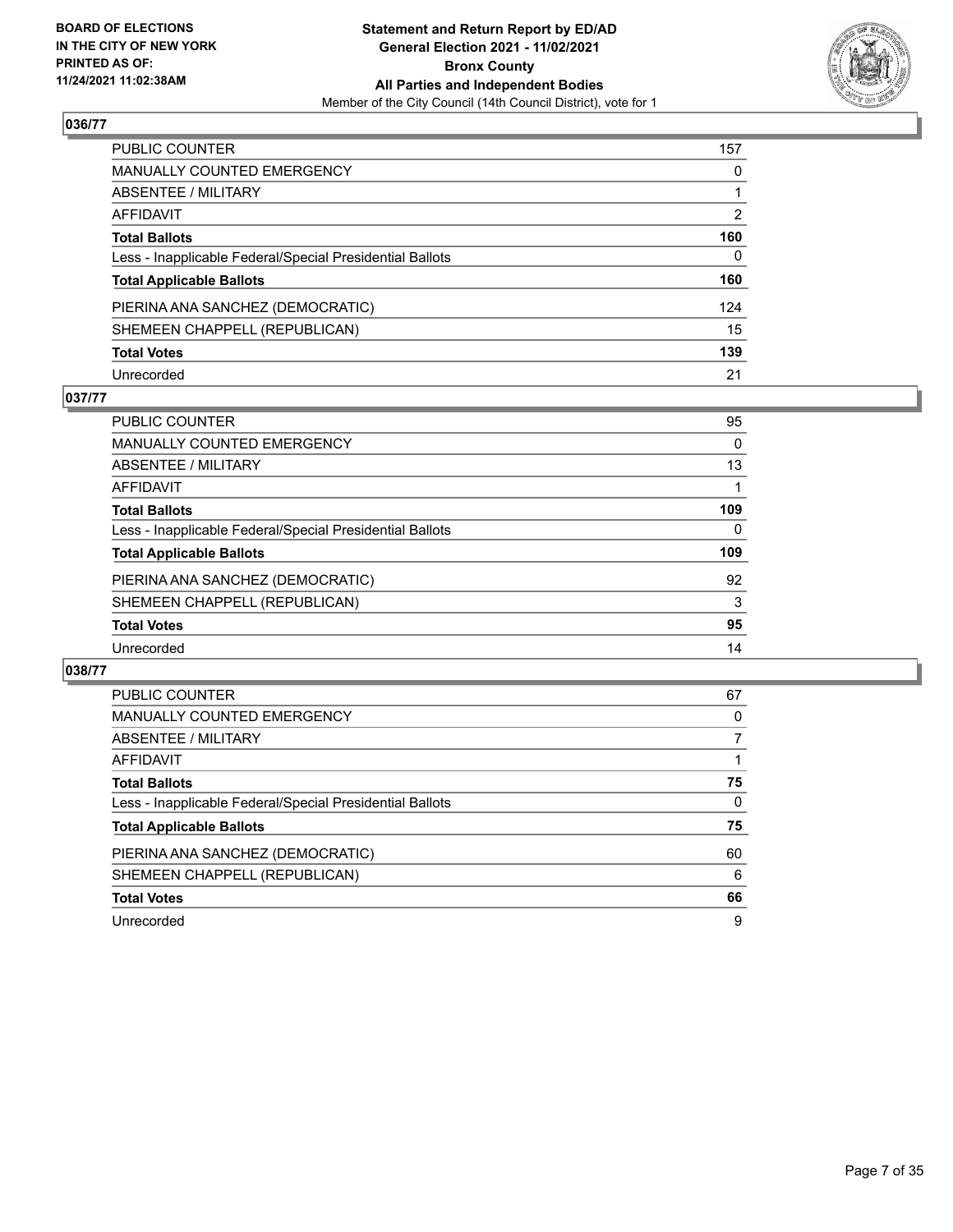**BOARD OF ELECTIONS IN THE CITY OF NEW YORK PRINTED AS OF: 11/24/2021 11:02:38AM**

**Statement and Return Report by ED/AD General Election 2021 - 11/02/2021 Bronx County All Parties and Independent Bodies**
Member of the City Council (14th Council District), vote for 1

## 036/77

| | |
|---|---|
| PUBLIC COUNTER | 157 |
| MANUALLY COUNTED EMERGENCY | 0 |
| ABSENTEE / MILITARY | 1 |
| AFFIDAVIT | 2 |
| **Total Ballots** | **160** |
| Less - Inapplicable Federal/Special Presidential Ballots | 0 |
| **Total Applicable Ballots** | **160** |
| PIERINA ANA SANCHEZ (DEMOCRATIC) | 124 |
| SHEMEEN CHAPPELL (REPUBLICAN) | 15 |
| **Total Votes** | **139** |
| Unrecorded | 21 |

## 037/77

| | |
|---|---|
| PUBLIC COUNTER | 95 |
| MANUALLY COUNTED EMERGENCY | 0 |
| ABSENTEE / MILITARY | 13 |
| AFFIDAVIT | 1 |
| **Total Ballots** | **109** |
| Less - Inapplicable Federal/Special Presidential Ballots | 0 |
| **Total Applicable Ballots** | **109** |
| PIERINA ANA SANCHEZ (DEMOCRATIC) | 92 |
| SHEMEEN CHAPPELL (REPUBLICAN) | 3 |
| **Total Votes** | **95** |
| Unrecorded | 14 |

## 038/77

| | |
|---|---|
| PUBLIC COUNTER | 67 |
| MANUALLY COUNTED EMERGENCY | 0 |
| ABSENTEE / MILITARY | 7 |
| AFFIDAVIT | 1 |
| **Total Ballots** | **75** |
| Less - Inapplicable Federal/Special Presidential Ballots | 0 |
| **Total Applicable Ballots** | **75** |
| PIERINA ANA SANCHEZ (DEMOCRATIC) | 60 |
| SHEMEEN CHAPPELL (REPUBLICAN) | 6 |
| **Total Votes** | **66** |
| Unrecorded | 9 |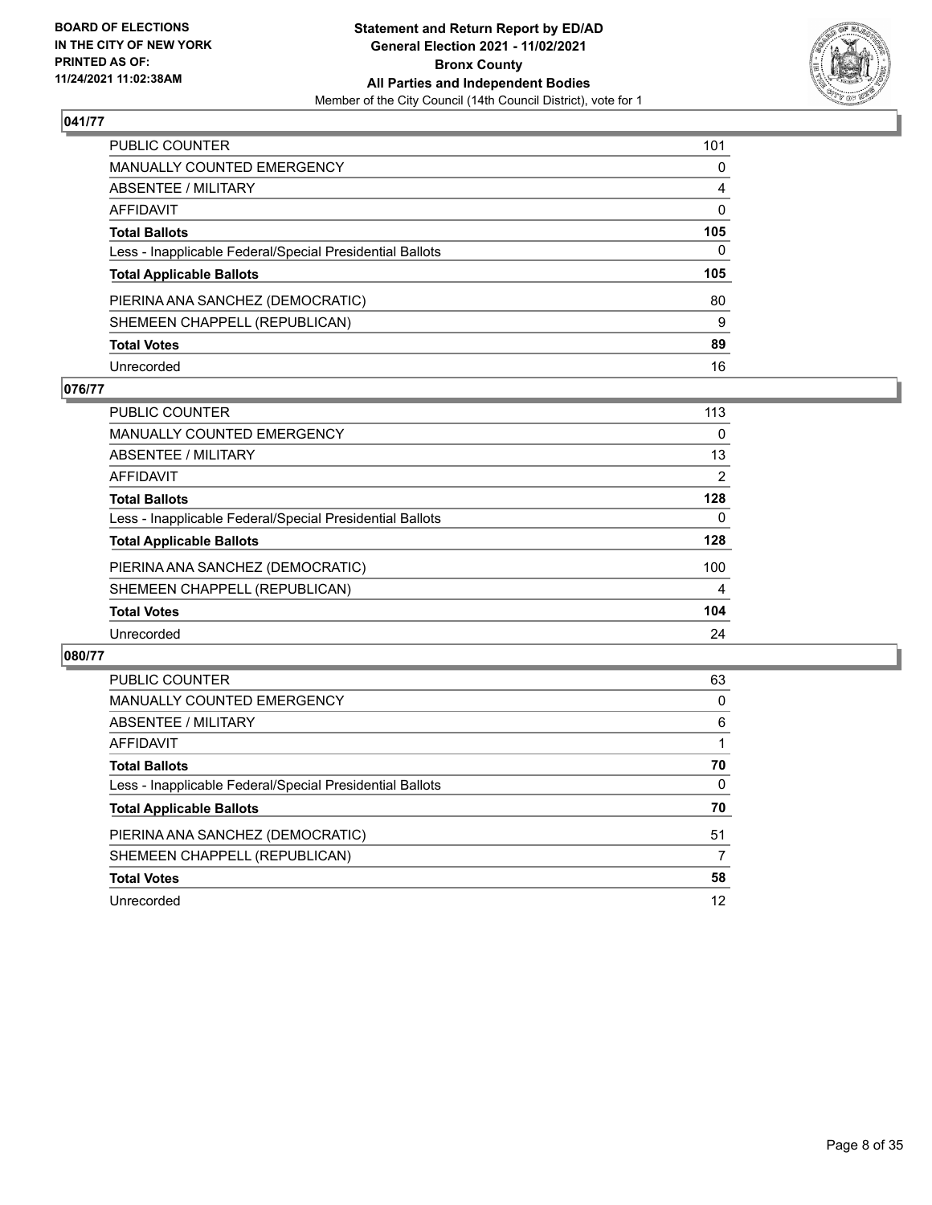**BOARD OF ELECTIONS IN THE CITY OF NEW YORK PRINTED AS OF: 11/24/2021 11:02:38AM**

**Statement and Return Report by ED/AD General Election 2021 - 11/02/2021 Bronx County All Parties and Independent Bodies**

Member of the City Council (14th Council District), vote for 1

## 041/77

| | |
|---|---|
| PUBLIC COUNTER | 101 |
| MANUALLY COUNTED EMERGENCY | 0 |
| ABSENTEE / MILITARY | 4 |
| AFFIDAVIT | 0 |
| **Total Ballots** | **105** |
| Less - Inapplicable Federal/Special Presidential Ballots | 0 |
| **Total Applicable Ballots** | **105** |
| PIERINA ANA SANCHEZ (DEMOCRATIC) | 80 |
| SHEMEEN CHAPPELL (REPUBLICAN) | 9 |
| **Total Votes** | **89** |
| Unrecorded | 16 |

## 076/77

| | |
|---|---|
| PUBLIC COUNTER | 113 |
| MANUALLY COUNTED EMERGENCY | 0 |
| ABSENTEE / MILITARY | 13 |
| AFFIDAVIT | 2 |
| **Total Ballots** | **128** |
| Less - Inapplicable Federal/Special Presidential Ballots | 0 |
| **Total Applicable Ballots** | **128** |
| PIERINA ANA SANCHEZ (DEMOCRATIC) | 100 |
| SHEMEEN CHAPPELL (REPUBLICAN) | 4 |
| **Total Votes** | **104** |
| Unrecorded | 24 |

## 080/77

| | |
|---|---|
| PUBLIC COUNTER | 63 |
| MANUALLY COUNTED EMERGENCY | 0 |
| ABSENTEE / MILITARY | 6 |
| AFFIDAVIT | 1 |
| **Total Ballots** | **70** |
| Less - Inapplicable Federal/Special Presidential Ballots | 0 |
| **Total Applicable Ballots** | **70** |
| PIERINA ANA SANCHEZ (DEMOCRATIC) | 51 |
| SHEMEEN CHAPPELL (REPUBLICAN) | 7 |
| **Total Votes** | **58** |
| Unrecorded | 12 |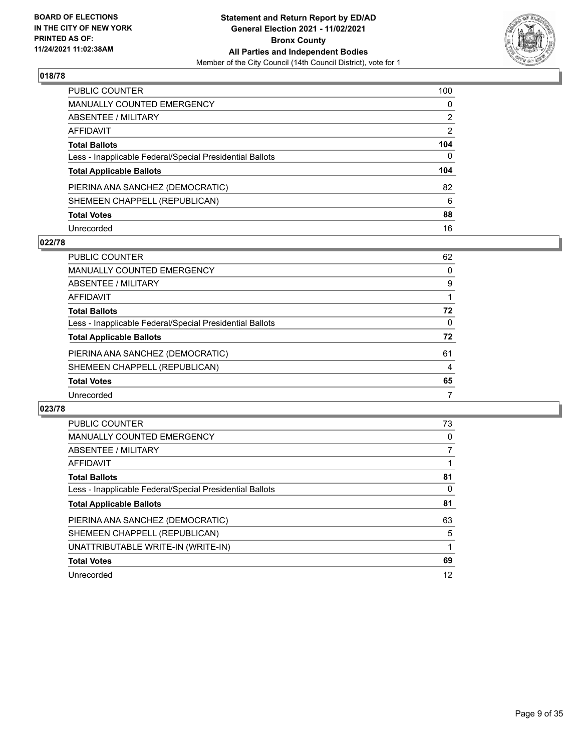**BOARD OF ELECTIONS IN THE CITY OF NEW YORK PRINTED AS OF: 11/24/2021 11:02:38AM**

**Statement and Return Report by ED/AD General Election 2021 - 11/02/2021 Bronx County All Parties and Independent Bodies**
Member of the City Council (14th Council District), vote for 1

## 018/78

| | |
|---|---|
| PUBLIC COUNTER | 100 |
| MANUALLY COUNTED EMERGENCY | 0 |
| ABSENTEE / MILITARY | 2 |
| AFFIDAVIT | 2 |
| **Total Ballots** | **104** |
| Less - Inapplicable Federal/Special Presidential Ballots | 0 |
| **Total Applicable Ballots** | **104** |
| PIERINA ANA SANCHEZ (DEMOCRATIC) | 82 |
| SHEMEEN CHAPPELL (REPUBLICAN) | 6 |
| **Total Votes** | **88** |
| Unrecorded | 16 |

## 022/78

| | |
|---|---|
| PUBLIC COUNTER | 62 |
| MANUALLY COUNTED EMERGENCY | 0 |
| ABSENTEE / MILITARY | 9 |
| AFFIDAVIT | 1 |
| **Total Ballots** | **72** |
| Less - Inapplicable Federal/Special Presidential Ballots | 0 |
| **Total Applicable Ballots** | **72** |
| PIERINA ANA SANCHEZ (DEMOCRATIC) | 61 |
| SHEMEEN CHAPPELL (REPUBLICAN) | 4 |
| **Total Votes** | **65** |
| Unrecorded | 7 |

## 023/78

| | |
|---|---|
| PUBLIC COUNTER | 73 |
| MANUALLY COUNTED EMERGENCY | 0 |
| ABSENTEE / MILITARY | 7 |
| AFFIDAVIT | 1 |
| **Total Ballots** | **81** |
| Less - Inapplicable Federal/Special Presidential Ballots | 0 |
| **Total Applicable Ballots** | **81** |
| PIERINA ANA SANCHEZ (DEMOCRATIC) | 63 |
| SHEMEEN CHAPPELL (REPUBLICAN) | 5 |
| UNATTRIBUTABLE WRITE-IN (WRITE-IN) | 1 |
| **Total Votes** | **69** |
| Unrecorded | 12 |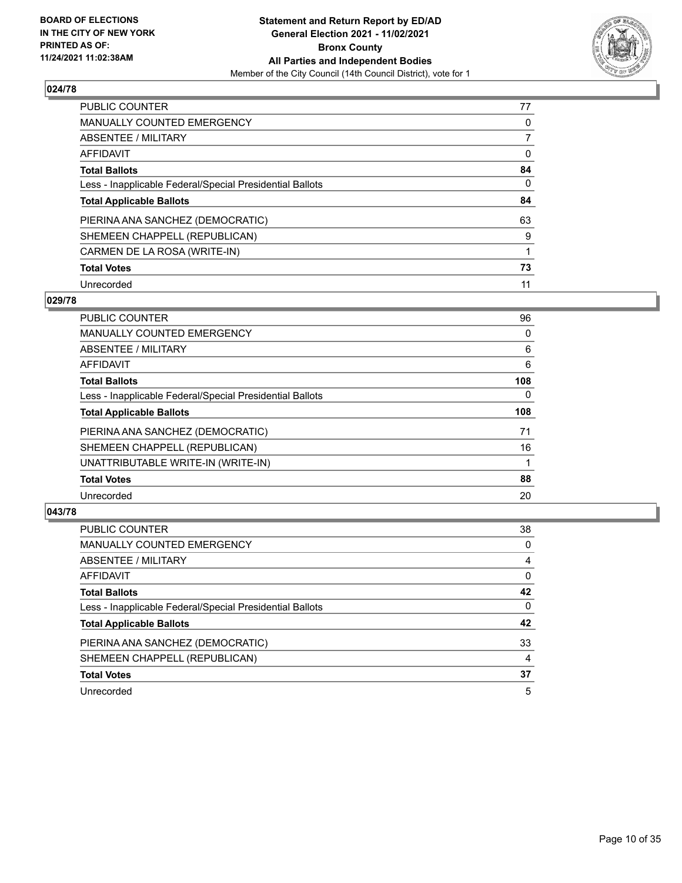**BOARD OF ELECTIONS IN THE CITY OF NEW YORK PRINTED AS OF: 11/24/2021 11:02:38AM**

**Statement and Return Report by ED/AD General Election 2021 - 11/02/2021 Bronx County All Parties and Independent Bodies**

Member of the City Council (14th Council District), vote for 1

### 024/78

| | |
|---|---|
| PUBLIC COUNTER | 77 |
| MANUALLY COUNTED EMERGENCY | 0 |
| ABSENTEE / MILITARY | 7 |
| AFFIDAVIT | 0 |
| **Total Ballots** | **84** |
| Less - Inapplicable Federal/Special Presidential Ballots | 0 |
| **Total Applicable Ballots** | **84** |
| PIERINA ANA SANCHEZ (DEMOCRATIC) | 63 |
| SHEMEEN CHAPPELL (REPUBLICAN) | 9 |
| CARMEN DE LA ROSA (WRITE-IN) | 1 |
| **Total Votes** | **73** |
| Unrecorded | 11 |

### 029/78

| | |
|---|---|
| PUBLIC COUNTER | 96 |
| MANUALLY COUNTED EMERGENCY | 0 |
| ABSENTEE / MILITARY | 6 |
| AFFIDAVIT | 6 |
| **Total Ballots** | **108** |
| Less - Inapplicable Federal/Special Presidential Ballots | 0 |
| **Total Applicable Ballots** | **108** |
| PIERINA ANA SANCHEZ (DEMOCRATIC) | 71 |
| SHEMEEN CHAPPELL (REPUBLICAN) | 16 |
| UNATTRIBUTABLE WRITE-IN (WRITE-IN) | 1 |
| **Total Votes** | **88** |
| Unrecorded | 20 |

### 043/78

| | |
|---|---|
| PUBLIC COUNTER | 38 |
| MANUALLY COUNTED EMERGENCY | 0 |
| ABSENTEE / MILITARY | 4 |
| AFFIDAVIT | 0 |
| **Total Ballots** | **42** |
| Less - Inapplicable Federal/Special Presidential Ballots | 0 |
| **Total Applicable Ballots** | **42** |
| PIERINA ANA SANCHEZ (DEMOCRATIC) | 33 |
| SHEMEEN CHAPPELL (REPUBLICAN) | 4 |
| **Total Votes** | **37** |
| Unrecorded | 5 |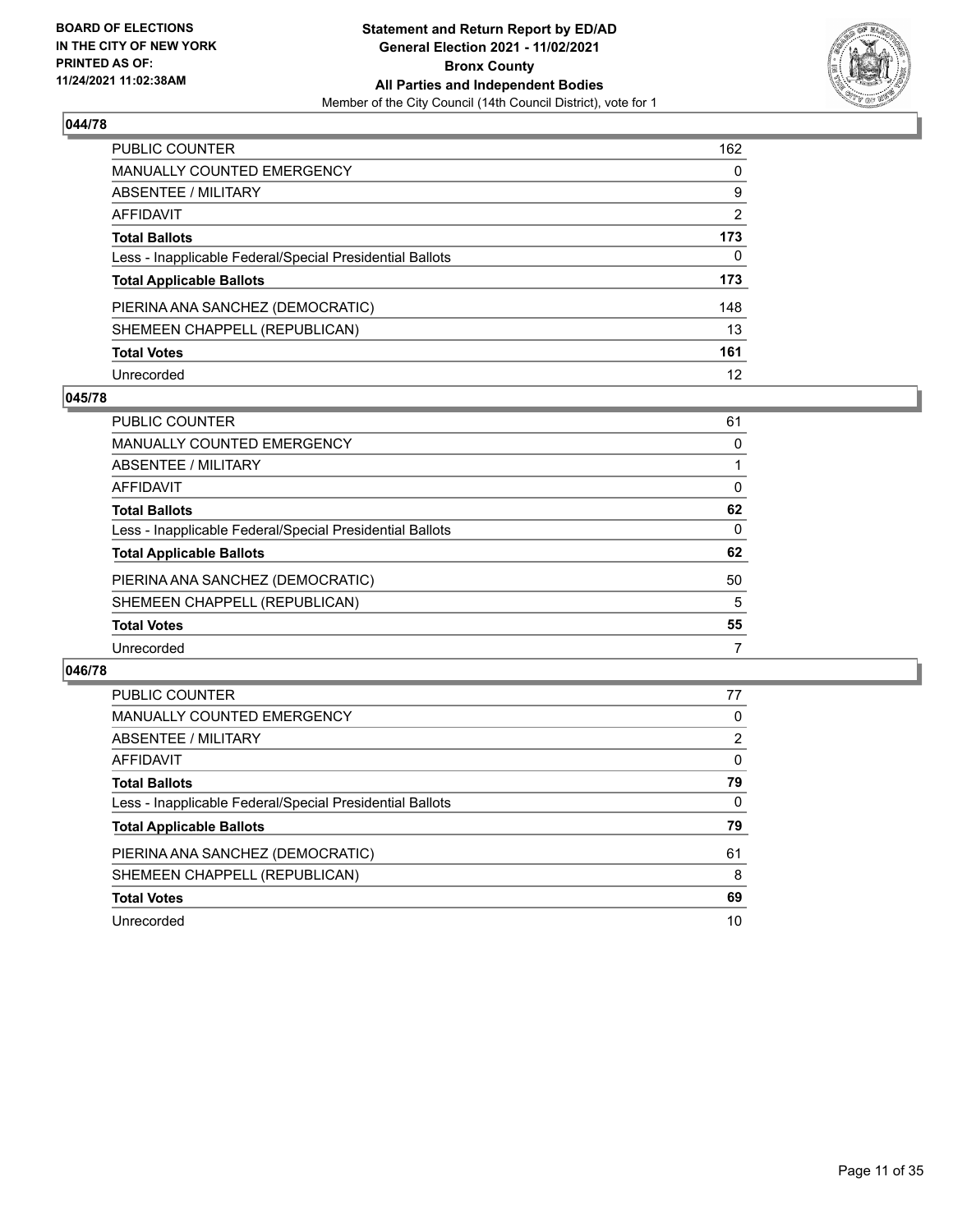**BOARD OF ELECTIONS IN THE CITY OF NEW YORK PRINTED AS OF: 11/24/2021 11:02:38AM**

**Statement and Return Report by ED/AD General Election 2021 - 11/02/2021 Bronx County All Parties and Independent Bodies**

Member of the City Council (14th Council District), vote for 1

## 044/78

| | |
|---|---|
| PUBLIC COUNTER | 162 |
| MANUALLY COUNTED EMERGENCY | 0 |
| ABSENTEE / MILITARY | 9 |
| AFFIDAVIT | 2 |
| **Total Ballots** | **173** |
| Less - Inapplicable Federal/Special Presidential Ballots | 0 |
| **Total Applicable Ballots** | **173** |
| PIERINA ANA SANCHEZ (DEMOCRATIC) | 148 |
| SHEMEEN CHAPPELL (REPUBLICAN) | 13 |
| **Total Votes** | **161** |
| Unrecorded | 12 |

## 045/78

| | |
|---|---|
| PUBLIC COUNTER | 61 |
| MANUALLY COUNTED EMERGENCY | 0 |
| ABSENTEE / MILITARY | 1 |
| AFFIDAVIT | 0 |
| **Total Ballots** | **62** |
| Less - Inapplicable Federal/Special Presidential Ballots | 0 |
| **Total Applicable Ballots** | **62** |
| PIERINA ANA SANCHEZ (DEMOCRATIC) | 50 |
| SHEMEEN CHAPPELL (REPUBLICAN) | 5 |
| **Total Votes** | **55** |
| Unrecorded | 7 |

## 046/78

| | |
|---|---|
| PUBLIC COUNTER | 77 |
| MANUALLY COUNTED EMERGENCY | 0 |
| ABSENTEE / MILITARY | 2 |
| AFFIDAVIT | 0 |
| **Total Ballots** | **79** |
| Less - Inapplicable Federal/Special Presidential Ballots | 0 |
| **Total Applicable Ballots** | **79** |
| PIERINA ANA SANCHEZ (DEMOCRATIC) | 61 |
| SHEMEEN CHAPPELL (REPUBLICAN) | 8 |
| **Total Votes** | **69** |
| Unrecorded | 10 |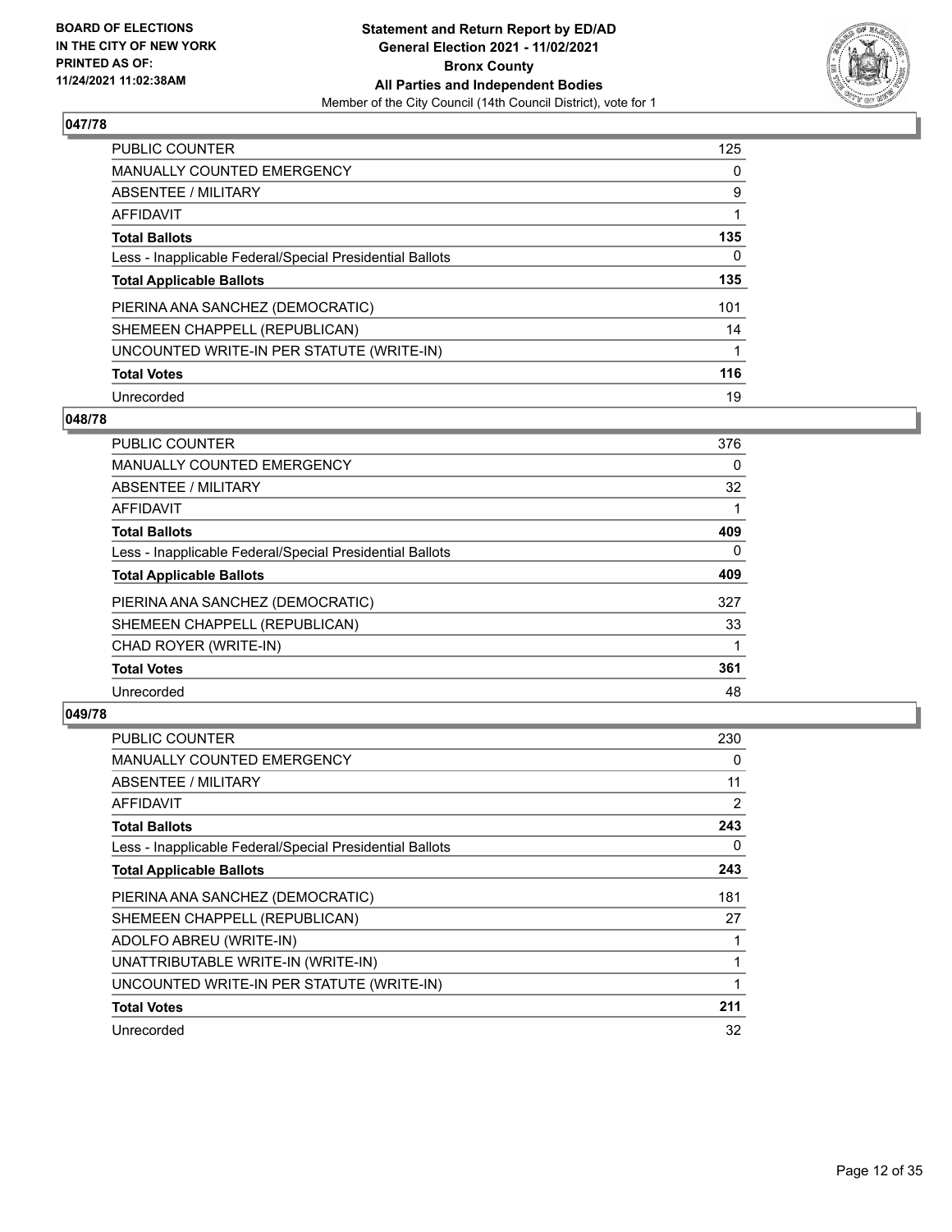**BOARD OF ELECTIONS IN THE CITY OF NEW YORK PRINTED AS OF: 11/24/2021 11:02:38AM**

**Statement and Return Report by ED/AD General Election 2021 - 11/02/2021 Bronx County All Parties and Independent Bodies**

Member of the City Council (14th Council District), vote for 1

### 047/78

| | |
|---|---|
| PUBLIC COUNTER | 125 |
| MANUALLY COUNTED EMERGENCY | 0 |
| ABSENTEE / MILITARY | 9 |
| AFFIDAVIT | 1 |
| **Total Ballots** | **135** |
| Less - Inapplicable Federal/Special Presidential Ballots | 0 |
| **Total Applicable Ballots** | **135** |
| PIERINA ANA SANCHEZ (DEMOCRATIC) | 101 |
| SHEMEEN CHAPPELL (REPUBLICAN) | 14 |
| UNCOUNTED WRITE-IN PER STATUTE (WRITE-IN) | 1 |
| **Total Votes** | **116** |
| Unrecorded | 19 |

### 048/78

| | |
|---|---|
| PUBLIC COUNTER | 376 |
| MANUALLY COUNTED EMERGENCY | 0 |
| ABSENTEE / MILITARY | 32 |
| AFFIDAVIT | 1 |
| **Total Ballots** | **409** |
| Less - Inapplicable Federal/Special Presidential Ballots | 0 |
| **Total Applicable Ballots** | **409** |
| PIERINA ANA SANCHEZ (DEMOCRATIC) | 327 |
| SHEMEEN CHAPPELL (REPUBLICAN) | 33 |
| CHAD ROYER (WRITE-IN) | 1 |
| **Total Votes** | **361** |
| Unrecorded | 48 |

### 049/78

| | |
|---|---|
| PUBLIC COUNTER | 230 |
| MANUALLY COUNTED EMERGENCY | 0 |
| ABSENTEE / MILITARY | 11 |
| AFFIDAVIT | 2 |
| **Total Ballots** | **243** |
| Less - Inapplicable Federal/Special Presidential Ballots | 0 |
| **Total Applicable Ballots** | **243** |
| PIERINA ANA SANCHEZ (DEMOCRATIC) | 181 |
| SHEMEEN CHAPPELL (REPUBLICAN) | 27 |
| ADOLFO ABREU (WRITE-IN) | 1 |
| UNATTRIBUTABLE WRITE-IN (WRITE-IN) | 1 |
| UNCOUNTED WRITE-IN PER STATUTE (WRITE-IN) | 1 |
| **Total Votes** | **211** |
| Unrecorded | 32 |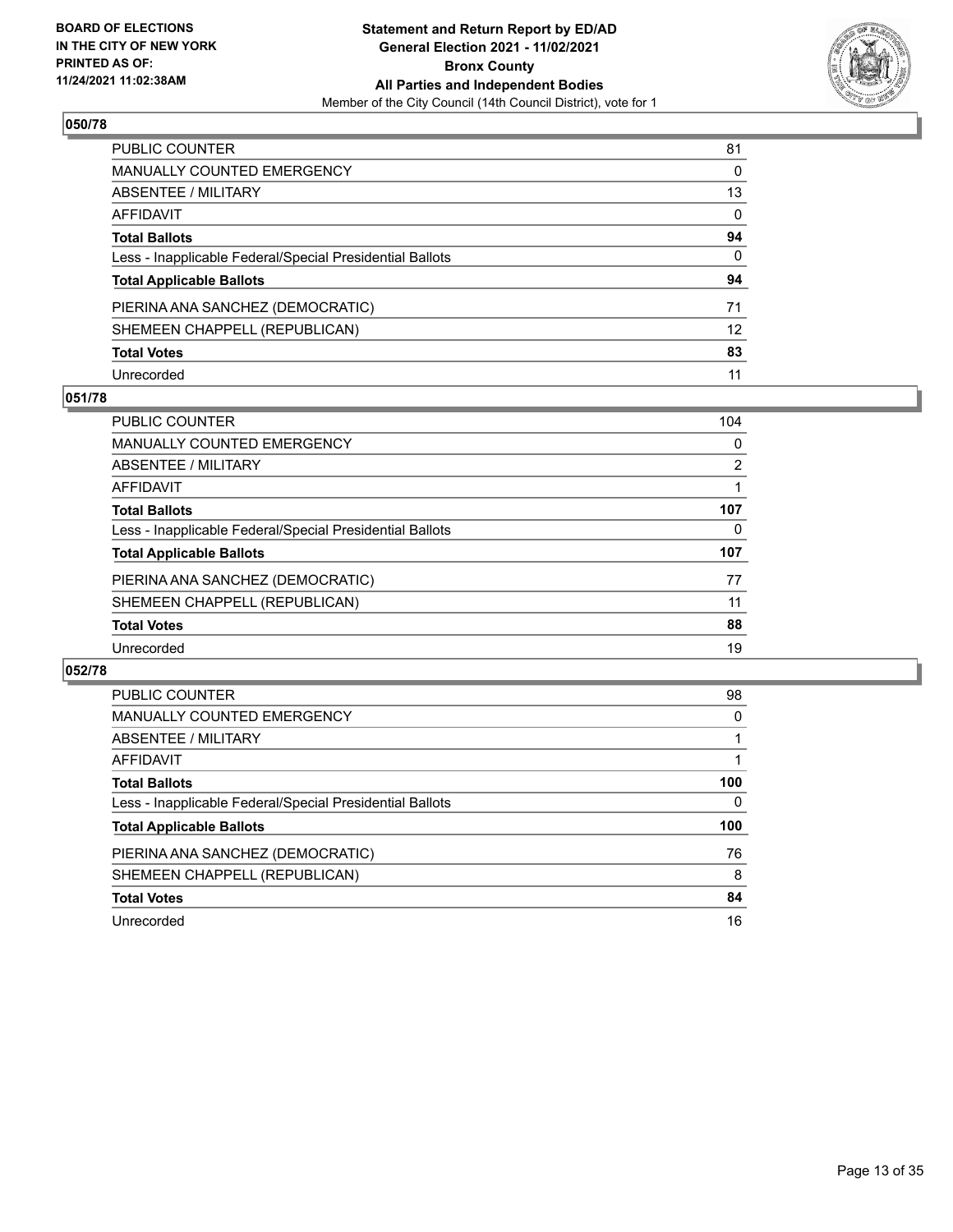## 050/78

| | |
|---|---|
| PUBLIC COUNTER | 81 |
| MANUALLY COUNTED EMERGENCY | 0 |
| ABSENTEE / MILITARY | 13 |
| AFFIDAVIT | 0 |
| **Total Ballots** | **94** |
| Less - Inapplicable Federal/Special Presidential Ballots | 0 |
| **Total Applicable Ballots** | **94** |
| PIERINA ANA SANCHEZ (DEMOCRATIC) | 71 |
| SHEMEEN CHAPPELL (REPUBLICAN) | 12 |
| **Total Votes** | **83** |
| Unrecorded | 11 |

## 051/78

| | |
|---|---|
| PUBLIC COUNTER | 104 |
| MANUALLY COUNTED EMERGENCY | 0 |
| ABSENTEE / MILITARY | 2 |
| AFFIDAVIT | 1 |
| **Total Ballots** | **107** |
| Less - Inapplicable Federal/Special Presidential Ballots | 0 |
| **Total Applicable Ballots** | **107** |
| PIERINA ANA SANCHEZ (DEMOCRATIC) | 77 |
| SHEMEEN CHAPPELL (REPUBLICAN) | 11 |
| **Total Votes** | **88** |
| Unrecorded | 19 |

## 052/78

| | |
|---|---|
| PUBLIC COUNTER | 98 |
| MANUALLY COUNTED EMERGENCY | 0 |
| ABSENTEE / MILITARY | 1 |
| AFFIDAVIT | 1 |
| **Total Ballots** | **100** |
| Less - Inapplicable Federal/Special Presidential Ballots | 0 |
| **Total Applicable Ballots** | **100** |
| PIERINA ANA SANCHEZ (DEMOCRATIC) | 76 |
| SHEMEEN CHAPPELL (REPUBLICAN) | 8 |
| **Total Votes** | **84** |
| Unrecorded | 16 |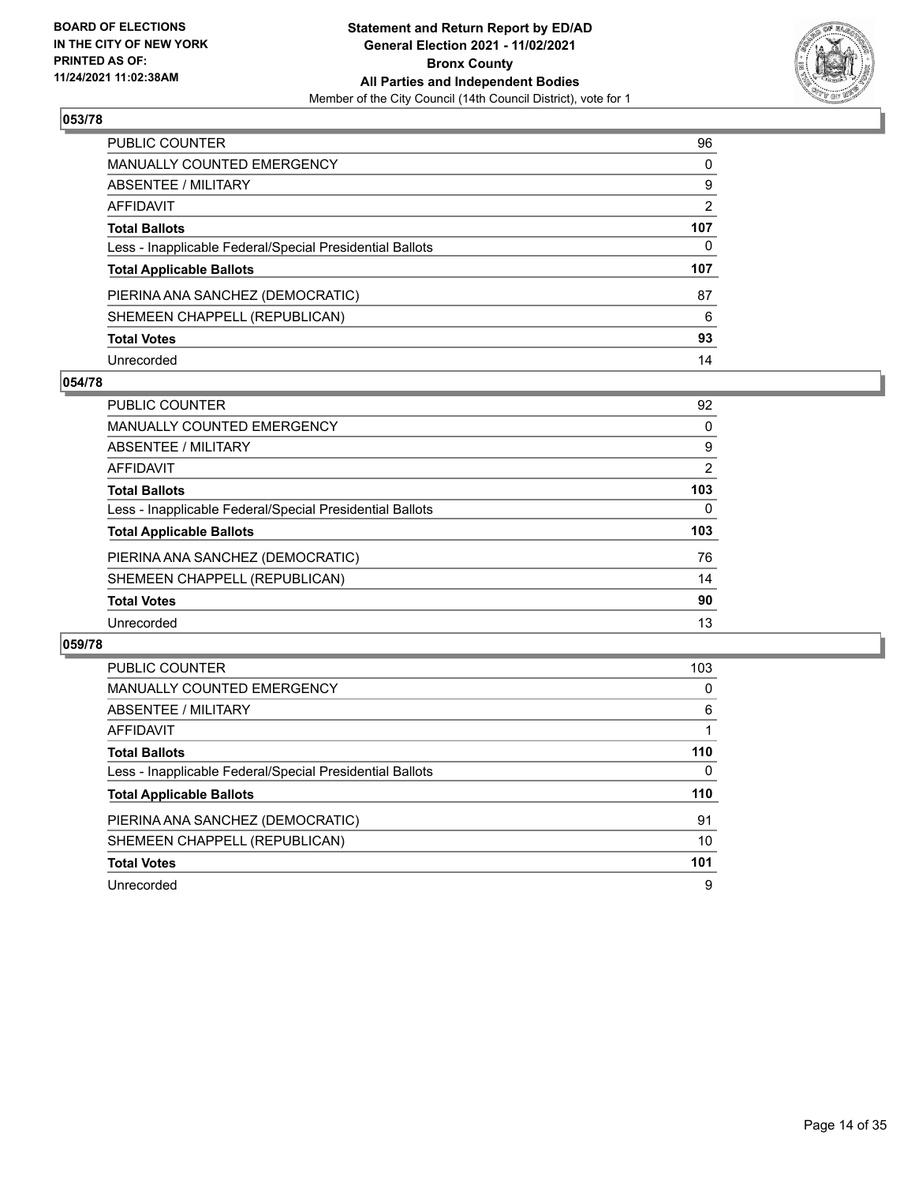**BOARD OF ELECTIONS IN THE CITY OF NEW YORK PRINTED AS OF: 11/24/2021 11:02:38AM**

**Statement and Return Report by ED/AD General Election 2021 - 11/02/2021 Bronx County All Parties and Independent Bodies**

Member of the City Council (14th Council District), vote for 1

## 053/78

| | |
|---|---|
| PUBLIC COUNTER | 96 |
| MANUALLY COUNTED EMERGENCY | 0 |
| ABSENTEE / MILITARY | 9 |
| AFFIDAVIT | 2 |
| **Total Ballots** | **107** |
| Less - Inapplicable Federal/Special Presidential Ballots | 0 |
| **Total Applicable Ballots** | **107** |
| PIERINA ANA SANCHEZ (DEMOCRATIC) | 87 |
| SHEMEEN CHAPPELL (REPUBLICAN) | 6 |
| **Total Votes** | **93** |
| Unrecorded | 14 |

## 054/78

| | |
|---|---|
| PUBLIC COUNTER | 92 |
| MANUALLY COUNTED EMERGENCY | 0 |
| ABSENTEE / MILITARY | 9 |
| AFFIDAVIT | 2 |
| **Total Ballots** | **103** |
| Less - Inapplicable Federal/Special Presidential Ballots | 0 |
| **Total Applicable Ballots** | **103** |
| PIERINA ANA SANCHEZ (DEMOCRATIC) | 76 |
| SHEMEEN CHAPPELL (REPUBLICAN) | 14 |
| **Total Votes** | **90** |
| Unrecorded | 13 |

## 059/78

| | |
|---|---|
| PUBLIC COUNTER | 103 |
| MANUALLY COUNTED EMERGENCY | 0 |
| ABSENTEE / MILITARY | 6 |
| AFFIDAVIT | 1 |
| **Total Ballots** | **110** |
| Less - Inapplicable Federal/Special Presidential Ballots | 0 |
| **Total Applicable Ballots** | **110** |
| PIERINA ANA SANCHEZ (DEMOCRATIC) | 91 |
| SHEMEEN CHAPPELL (REPUBLICAN) | 10 |
| **Total Votes** | **101** |
| Unrecorded | 9 |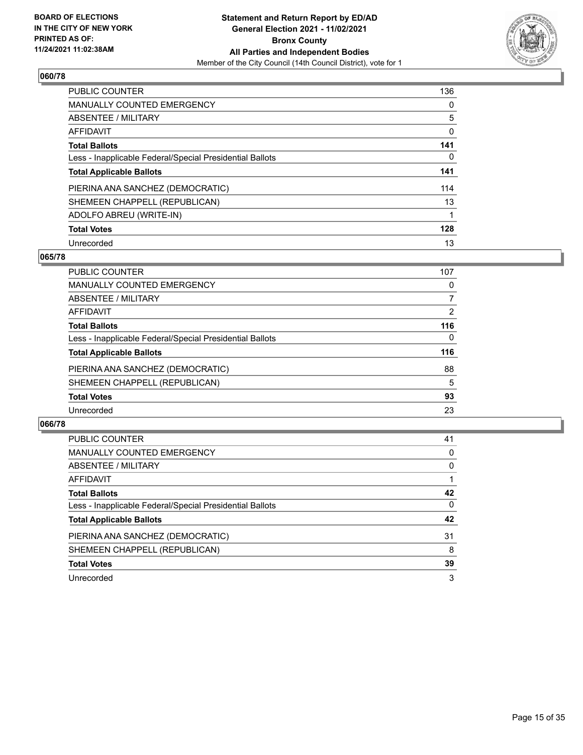BOARD OF ELECTIONS
IN THE CITY OF NEW YORK
PRINTED AS OF:
11/24/2021 11:02:38AM

**Statement and Return Report by ED/AD**
**General Election 2021 - 11/02/2021**
**Bronx County**
**All Parties and Independent Bodies**
Member of the City Council (14th Council District), vote for 1

## 060/78

| | |
|---|---|
| PUBLIC COUNTER | 136 |
| MANUALLY COUNTED EMERGENCY | 0 |
| ABSENTEE / MILITARY | 5 |
| AFFIDAVIT | 0 |
| **Total Ballots** | **141** |
| Less - Inapplicable Federal/Special Presidential Ballots | 0 |
| **Total Applicable Ballots** | **141** |
| PIERINA ANA SANCHEZ (DEMOCRATIC) | 114 |
| SHEMEEN CHAPPELL (REPUBLICAN) | 13 |
| ADOLFO ABREU (WRITE-IN) | 1 |
| **Total Votes** | **128** |
| Unrecorded | 13 |

## 065/78

| | |
|---|---|
| PUBLIC COUNTER | 107 |
| MANUALLY COUNTED EMERGENCY | 0 |
| ABSENTEE / MILITARY | 7 |
| AFFIDAVIT | 2 |
| **Total Ballots** | **116** |
| Less - Inapplicable Federal/Special Presidential Ballots | 0 |
| **Total Applicable Ballots** | **116** |
| PIERINA ANA SANCHEZ (DEMOCRATIC) | 88 |
| SHEMEEN CHAPPELL (REPUBLICAN) | 5 |
| **Total Votes** | **93** |
| Unrecorded | 23 |

## 066/78

| | |
|---|---|
| PUBLIC COUNTER | 41 |
| MANUALLY COUNTED EMERGENCY | 0 |
| ABSENTEE / MILITARY | 0 |
| AFFIDAVIT | 1 |
| **Total Ballots** | **42** |
| Less - Inapplicable Federal/Special Presidential Ballots | 0 |
| **Total Applicable Ballots** | **42** |
| PIERINA ANA SANCHEZ (DEMOCRATIC) | 31 |
| SHEMEEN CHAPPELL (REPUBLICAN) | 8 |
| **Total Votes** | **39** |
| Unrecorded | 3 |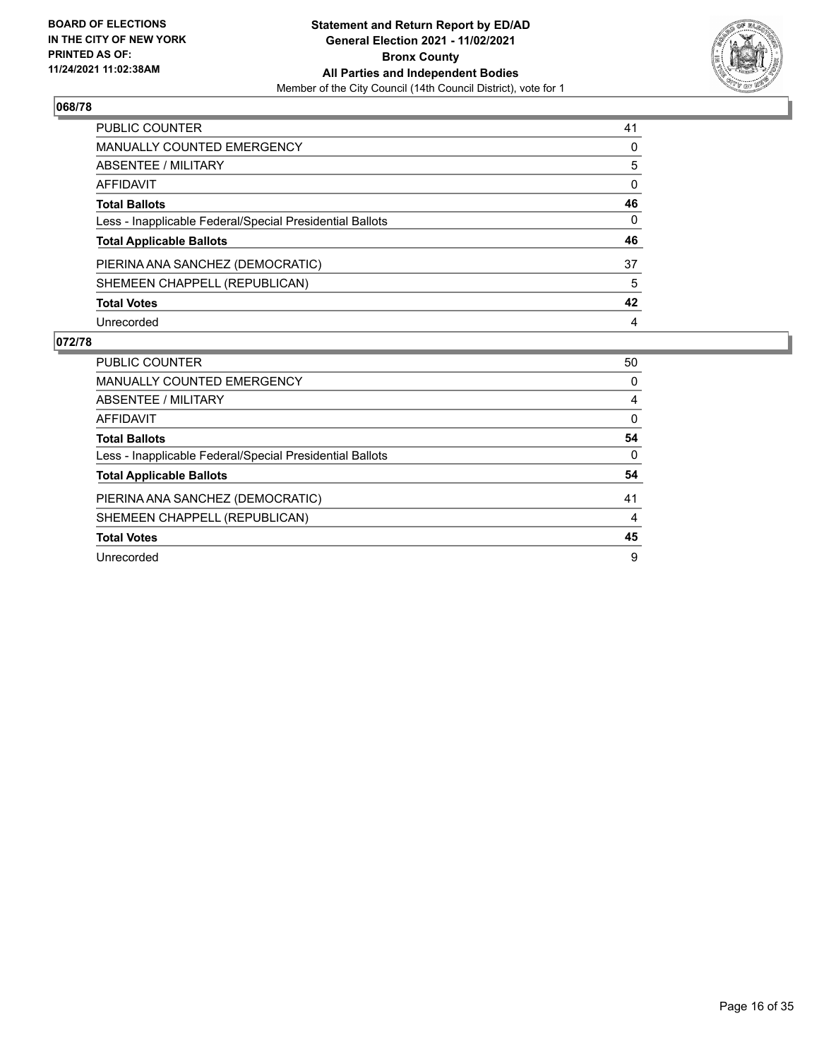**BOARD OF ELECTIONS IN THE CITY OF NEW YORK PRINTED AS OF: 11/24/2021 11:02:38AM**

**Statement and Return Report by ED/AD General Election 2021 - 11/02/2021 Bronx County All Parties and Independent Bodies**

Member of the City Council (14th Council District), vote for 1

## 068/78

| | |
|---|---|
| PUBLIC COUNTER | 41 |
| MANUALLY COUNTED EMERGENCY | 0 |
| ABSENTEE / MILITARY | 5 |
| AFFIDAVIT | 0 |
| **Total Ballots** | **46** |
| Less - Inapplicable Federal/Special Presidential Ballots | 0 |
| **Total Applicable Ballots** | **46** |
| PIERINA ANA SANCHEZ (DEMOCRATIC) | 37 |
| SHEMEEN CHAPPELL (REPUBLICAN) | 5 |
| **Total Votes** | **42** |
| Unrecorded | 4 |

## 072/78

| | |
|---|---|
| PUBLIC COUNTER | 50 |
| MANUALLY COUNTED EMERGENCY | 0 |
| ABSENTEE / MILITARY | 4 |
| AFFIDAVIT | 0 |
| **Total Ballots** | **54** |
| Less - Inapplicable Federal/Special Presidential Ballots | 0 |
| **Total Applicable Ballots** | **54** |
| PIERINA ANA SANCHEZ (DEMOCRATIC) | 41 |
| SHEMEEN CHAPPELL (REPUBLICAN) | 4 |
| **Total Votes** | **45** |
| Unrecorded | 9 |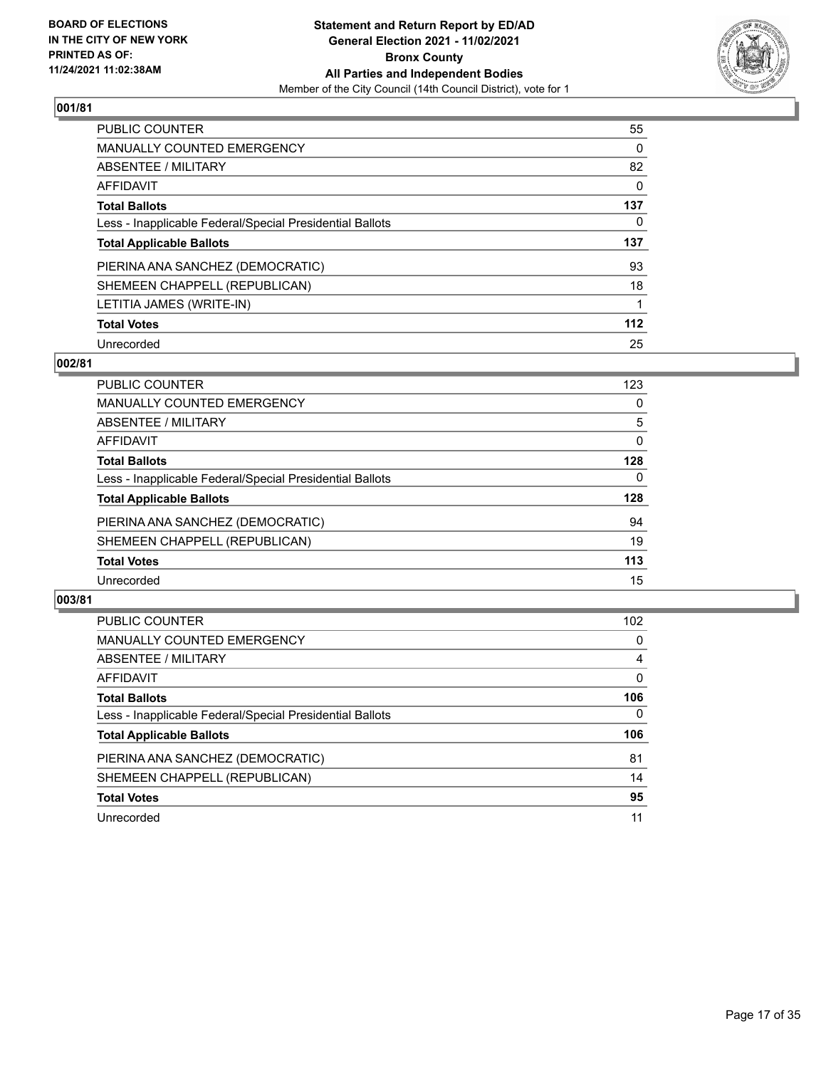BOARD OF ELECTIONS
IN THE CITY OF NEW YORK
PRINTED AS OF:
11/24/2021 11:02:38AM

**Statement and Return Report by ED/AD**
**General Election 2021 - 11/02/2021**
**Bronx County**
**All Parties and Independent Bodies**
Member of the City Council (14th Council District), vote for 1

### 001/81

| | |
|---|---|
| PUBLIC COUNTER | 55 |
| MANUALLY COUNTED EMERGENCY | 0 |
| ABSENTEE / MILITARY | 82 |
| AFFIDAVIT | 0 |
| **Total Ballots** | **137** |
| Less - Inapplicable Federal/Special Presidential Ballots | 0 |
| **Total Applicable Ballots** | **137** |
| PIERINA ANA SANCHEZ (DEMOCRATIC) | 93 |
| SHEMEEN CHAPPELL (REPUBLICAN) | 18 |
| LETITIA JAMES (WRITE-IN) | 1 |
| **Total Votes** | **112** |
| Unrecorded | 25 |

### 002/81

| | |
|---|---|
| PUBLIC COUNTER | 123 |
| MANUALLY COUNTED EMERGENCY | 0 |
| ABSENTEE / MILITARY | 5 |
| AFFIDAVIT | 0 |
| **Total Ballots** | **128** |
| Less - Inapplicable Federal/Special Presidential Ballots | 0 |
| **Total Applicable Ballots** | **128** |
| PIERINA ANA SANCHEZ (DEMOCRATIC) | 94 |
| SHEMEEN CHAPPELL (REPUBLICAN) | 19 |
| **Total Votes** | **113** |
| Unrecorded | 15 |

### 003/81

| | |
|---|---|
| PUBLIC COUNTER | 102 |
| MANUALLY COUNTED EMERGENCY | 0 |
| ABSENTEE / MILITARY | 4 |
| AFFIDAVIT | 0 |
| **Total Ballots** | **106** |
| Less - Inapplicable Federal/Special Presidential Ballots | 0 |
| **Total Applicable Ballots** | **106** |
| PIERINA ANA SANCHEZ (DEMOCRATIC) | 81 |
| SHEMEEN CHAPPELL (REPUBLICAN) | 14 |
| **Total Votes** | **95** |
| Unrecorded | 11 |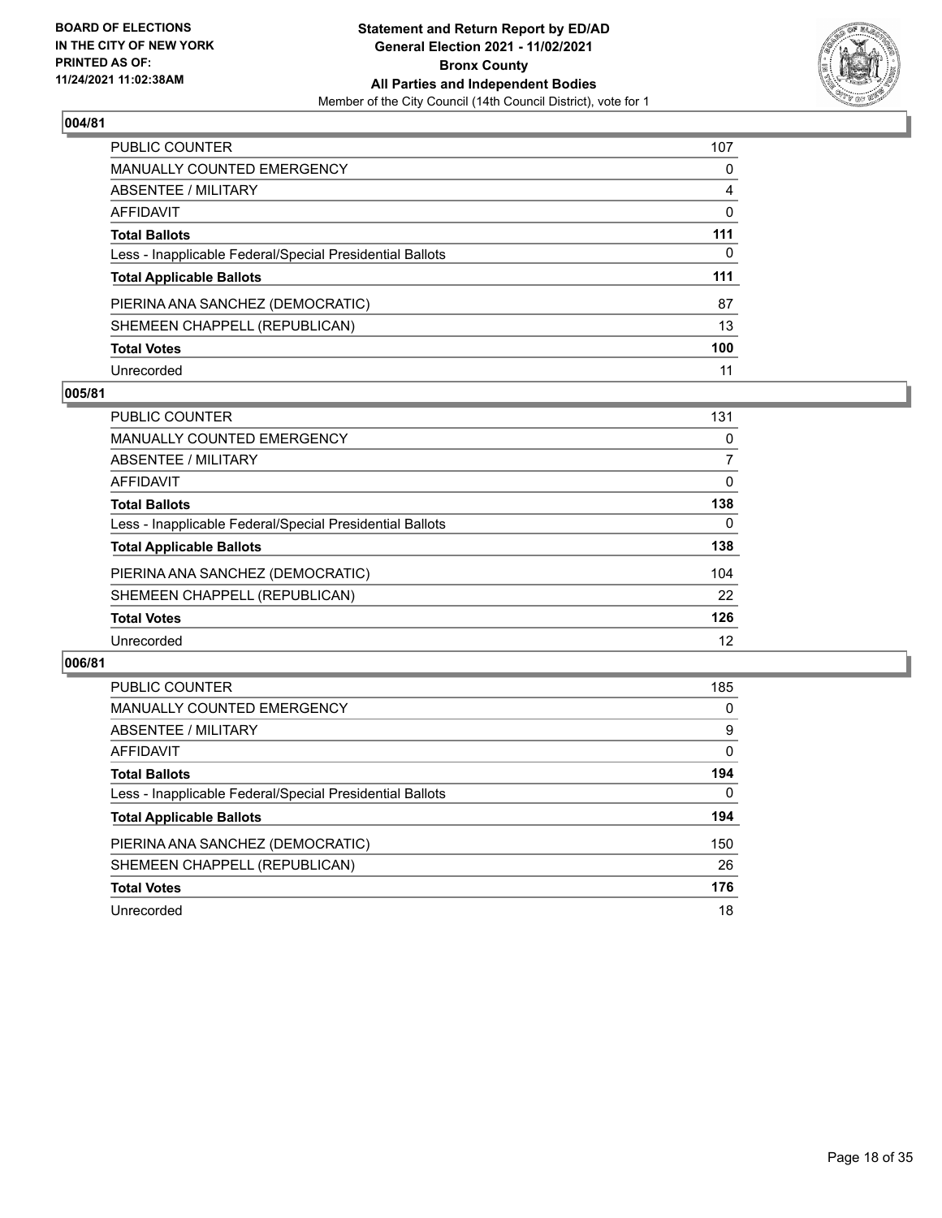## 004/81

| | |
|---|---|
| PUBLIC COUNTER | 107 |
| MANUALLY COUNTED EMERGENCY | 0 |
| ABSENTEE / MILITARY | 4 |
| AFFIDAVIT | 0 |
| **Total Ballots** | **111** |
| Less - Inapplicable Federal/Special Presidential Ballots | 0 |
| **Total Applicable Ballots** | **111** |
| PIERINA ANA SANCHEZ (DEMOCRATIC) | 87 |
| SHEMEEN CHAPPELL (REPUBLICAN) | 13 |
| **Total Votes** | **100** |
| Unrecorded | 11 |

## 005/81

| | |
|---|---|
| PUBLIC COUNTER | 131 |
| MANUALLY COUNTED EMERGENCY | 0 |
| ABSENTEE / MILITARY | 7 |
| AFFIDAVIT | 0 |
| **Total Ballots** | **138** |
| Less - Inapplicable Federal/Special Presidential Ballots | 0 |
| **Total Applicable Ballots** | **138** |
| PIERINA ANA SANCHEZ (DEMOCRATIC) | 104 |
| SHEMEEN CHAPPELL (REPUBLICAN) | 22 |
| **Total Votes** | **126** |
| Unrecorded | 12 |

## 006/81

| | |
|---|---|
| PUBLIC COUNTER | 185 |
| MANUALLY COUNTED EMERGENCY | 0 |
| ABSENTEE / MILITARY | 9 |
| AFFIDAVIT | 0 |
| **Total Ballots** | **194** |
| Less - Inapplicable Federal/Special Presidential Ballots | 0 |
| **Total Applicable Ballots** | **194** |
| PIERINA ANA SANCHEZ (DEMOCRATIC) | 150 |
| SHEMEEN CHAPPELL (REPUBLICAN) | 26 |
| **Total Votes** | **176** |
| Unrecorded | 18 |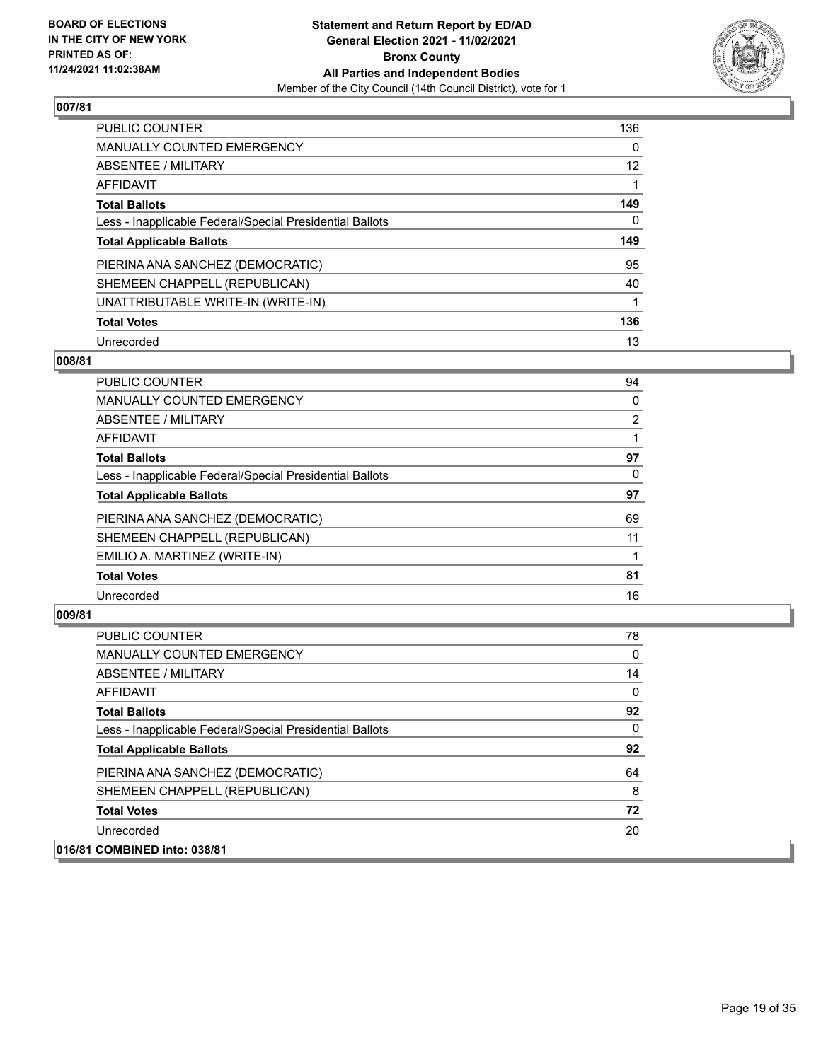## 007/81

| | |
|---|---|
| PUBLIC COUNTER | 136 |
| MANUALLY COUNTED EMERGENCY | 0 |
| ABSENTEE / MILITARY | 12 |
| AFFIDAVIT | 1 |
| **Total Ballots** | **149** |
| Less - Inapplicable Federal/Special Presidential Ballots | 0 |
| **Total Applicable Ballots** | **149** |
| PIERINA ANA SANCHEZ (DEMOCRATIC) | 95 |
| SHEMEEN CHAPPELL (REPUBLICAN) | 40 |
| UNATTRIBUTABLE WRITE-IN (WRITE-IN) | 1 |
| **Total Votes** | **136** |
| Unrecorded | 13 |

## 008/81

| | |
|---|---|
| PUBLIC COUNTER | 94 |
| MANUALLY COUNTED EMERGENCY | 0 |
| ABSENTEE / MILITARY | 2 |
| AFFIDAVIT | 1 |
| **Total Ballots** | **97** |
| Less - Inapplicable Federal/Special Presidential Ballots | 0 |
| **Total Applicable Ballots** | **97** |
| PIERINA ANA SANCHEZ (DEMOCRATIC) | 69 |
| SHEMEEN CHAPPELL (REPUBLICAN) | 11 |
| EMILIO A. MARTINEZ (WRITE-IN) | 1 |
| **Total Votes** | **81** |
| Unrecorded | 16 |

## 009/81

| | |
|---|---|
| PUBLIC COUNTER | 78 |
| MANUALLY COUNTED EMERGENCY | 0 |
| ABSENTEE / MILITARY | 14 |
| AFFIDAVIT | 0 |
| **Total Ballots** | **92** |
| Less - Inapplicable Federal/Special Presidential Ballots | 0 |
| **Total Applicable Ballots** | **92** |
| PIERINA ANA SANCHEZ (DEMOCRATIC) | 64 |
| SHEMEEN CHAPPELL (REPUBLICAN) | 8 |
| **Total Votes** | **72** |
| Unrecorded | 20 |

## 016/81 COMBINED into: 038/81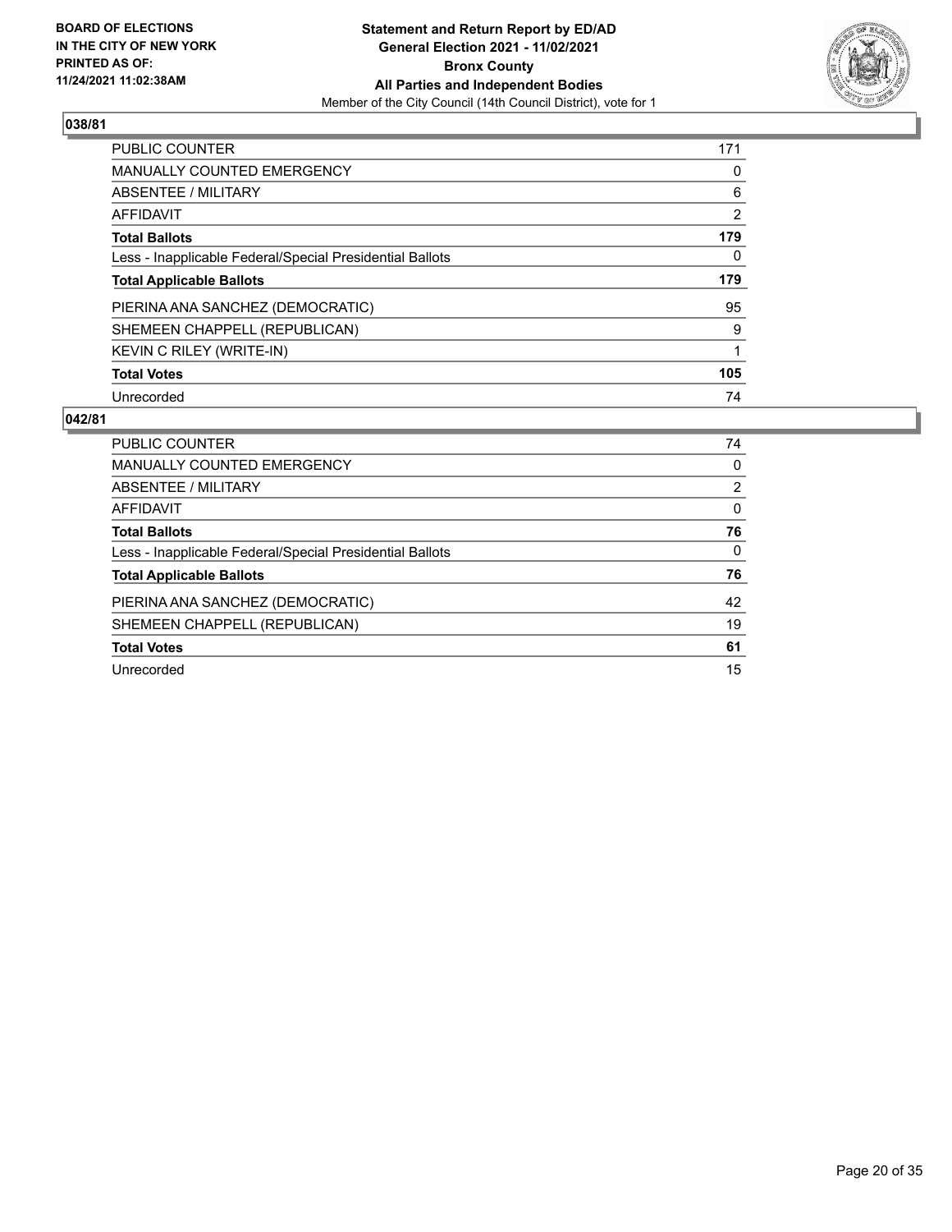**BOARD OF ELECTIONS IN THE CITY OF NEW YORK PRINTED AS OF: 11/24/2021 11:02:38AM**

**Statement and Return Report by ED/AD General Election 2021 - 11/02/2021 Bronx County All Parties and Independent Bodies**

Member of the City Council (14th Council District), vote for 1

## 038/81

| | |
|---|---|
| PUBLIC COUNTER | 171 |
| MANUALLY COUNTED EMERGENCY | 0 |
| ABSENTEE / MILITARY | 6 |
| AFFIDAVIT | 2 |
| **Total Ballots** | **179** |
| Less - Inapplicable Federal/Special Presidential Ballots | 0 |
| **Total Applicable Ballots** | **179** |
| PIERINA ANA SANCHEZ (DEMOCRATIC) | 95 |
| SHEMEEN CHAPPELL (REPUBLICAN) | 9 |
| KEVIN C RILEY (WRITE-IN) | 1 |
| **Total Votes** | **105** |
| Unrecorded | 74 |

## 042/81

| | |
|---|---|
| PUBLIC COUNTER | 74 |
| MANUALLY COUNTED EMERGENCY | 0 |
| ABSENTEE / MILITARY | 2 |
| AFFIDAVIT | 0 |
| **Total Ballots** | **76** |
| Less - Inapplicable Federal/Special Presidential Ballots | 0 |
| **Total Applicable Ballots** | **76** |
| PIERINA ANA SANCHEZ (DEMOCRATIC) | 42 |
| SHEMEEN CHAPPELL (REPUBLICAN) | 19 |
| **Total Votes** | **61** |
| Unrecorded | 15 |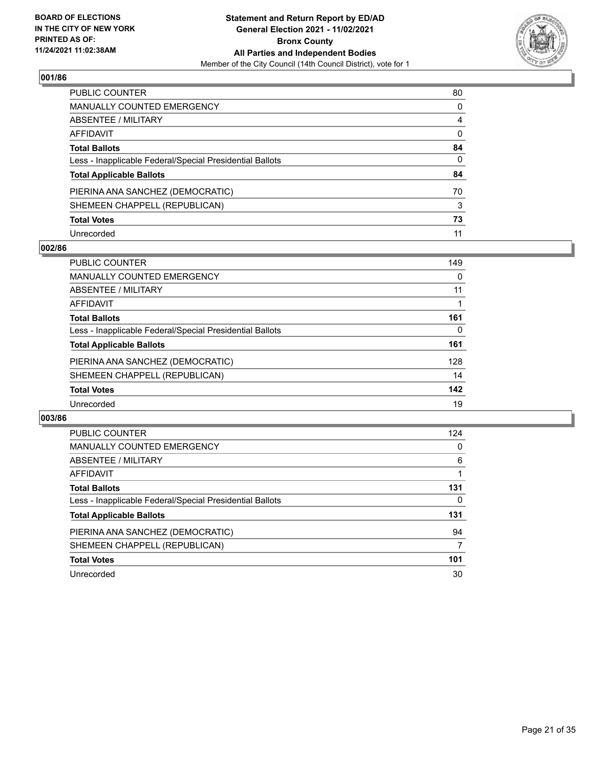**BOARD OF ELECTIONS IN THE CITY OF NEW YORK PRINTED AS OF: 11/24/2021 11:02:38AM**

**Statement and Return Report by ED/AD General Election 2021 - 11/02/2021 Bronx County All Parties and Independent Bodies**

Member of the City Council (14th Council District), vote for 1

## 001/86

| | |
|---|---|
| PUBLIC COUNTER | 80 |
| MANUALLY COUNTED EMERGENCY | 0 |
| ABSENTEE / MILITARY | 4 |
| AFFIDAVIT | 0 |
| **Total Ballots** | **84** |
| Less - Inapplicable Federal/Special Presidential Ballots | 0 |
| **Total Applicable Ballots** | **84** |
| PIERINA ANA SANCHEZ (DEMOCRATIC) | 70 |
| SHEMEEN CHAPPELL (REPUBLICAN) | 3 |
| **Total Votes** | **73** |
| Unrecorded | 11 |

## 002/86

| | |
|---|---|
| PUBLIC COUNTER | 149 |
| MANUALLY COUNTED EMERGENCY | 0 |
| ABSENTEE / MILITARY | 11 |
| AFFIDAVIT | 1 |
| **Total Ballots** | **161** |
| Less - Inapplicable Federal/Special Presidential Ballots | 0 |
| **Total Applicable Ballots** | **161** |
| PIERINA ANA SANCHEZ (DEMOCRATIC) | 128 |
| SHEMEEN CHAPPELL (REPUBLICAN) | 14 |
| **Total Votes** | **142** |
| Unrecorded | 19 |

## 003/86

| | |
|---|---|
| PUBLIC COUNTER | 124 |
| MANUALLY COUNTED EMERGENCY | 0 |
| ABSENTEE / MILITARY | 6 |
| AFFIDAVIT | 1 |
| **Total Ballots** | **131** |
| Less - Inapplicable Federal/Special Presidential Ballots | 0 |
| **Total Applicable Ballots** | **131** |
| PIERINA ANA SANCHEZ (DEMOCRATIC) | 94 |
| SHEMEEN CHAPPELL (REPUBLICAN) | 7 |
| **Total Votes** | **101** |
| Unrecorded | 30 |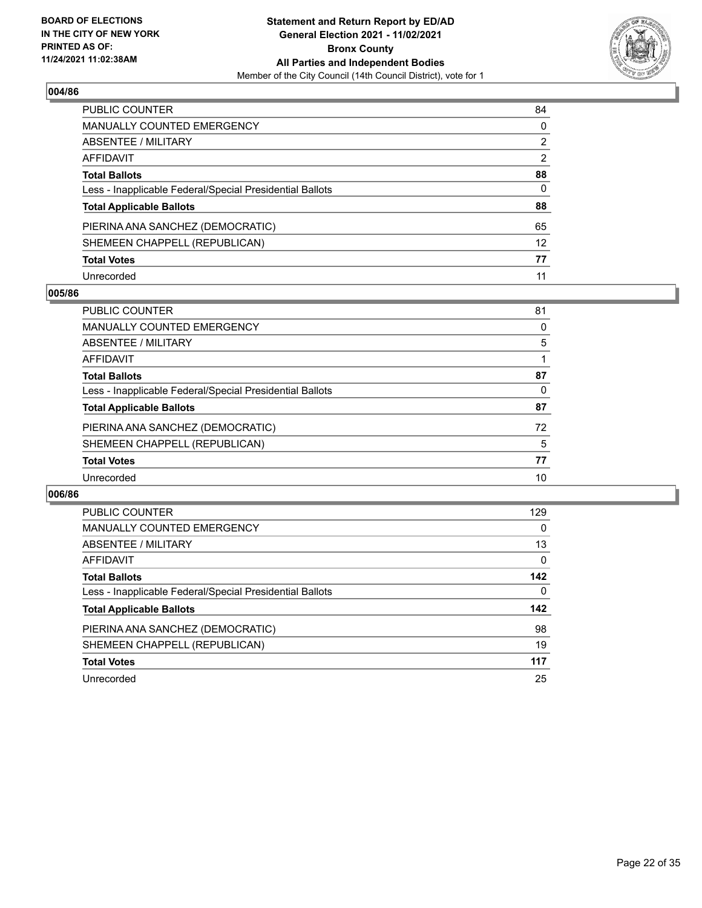**BOARD OF ELECTIONS IN THE CITY OF NEW YORK PRINTED AS OF: 11/24/2021 11:02:38AM**

**Statement and Return Report by ED/AD General Election 2021 - 11/02/2021 Bronx County All Parties and Independent Bodies**

Member of the City Council (14th Council District), vote for 1

## 004/86

| | |
|---|---|
| PUBLIC COUNTER | 84 |
| MANUALLY COUNTED EMERGENCY | 0 |
| ABSENTEE / MILITARY | 2 |
| AFFIDAVIT | 2 |
| **Total Ballots** | **88** |
| Less - Inapplicable Federal/Special Presidential Ballots | 0 |
| **Total Applicable Ballots** | **88** |
| PIERINA ANA SANCHEZ (DEMOCRATIC) | 65 |
| SHEMEEN CHAPPELL (REPUBLICAN) | 12 |
| **Total Votes** | **77** |
| Unrecorded | 11 |

## 005/86

| | |
|---|---|
| PUBLIC COUNTER | 81 |
| MANUALLY COUNTED EMERGENCY | 0 |
| ABSENTEE / MILITARY | 5 |
| AFFIDAVIT | 1 |
| **Total Ballots** | **87** |
| Less - Inapplicable Federal/Special Presidential Ballots | 0 |
| **Total Applicable Ballots** | **87** |
| PIERINA ANA SANCHEZ (DEMOCRATIC) | 72 |
| SHEMEEN CHAPPELL (REPUBLICAN) | 5 |
| **Total Votes** | **77** |
| Unrecorded | 10 |

## 006/86

| | |
|---|---|
| PUBLIC COUNTER | 129 |
| MANUALLY COUNTED EMERGENCY | 0 |
| ABSENTEE / MILITARY | 13 |
| AFFIDAVIT | 0 |
| **Total Ballots** | **142** |
| Less - Inapplicable Federal/Special Presidential Ballots | 0 |
| **Total Applicable Ballots** | **142** |
| PIERINA ANA SANCHEZ (DEMOCRATIC) | 98 |
| SHEMEEN CHAPPELL (REPUBLICAN) | 19 |
| **Total Votes** | **117** |
| Unrecorded | 25 |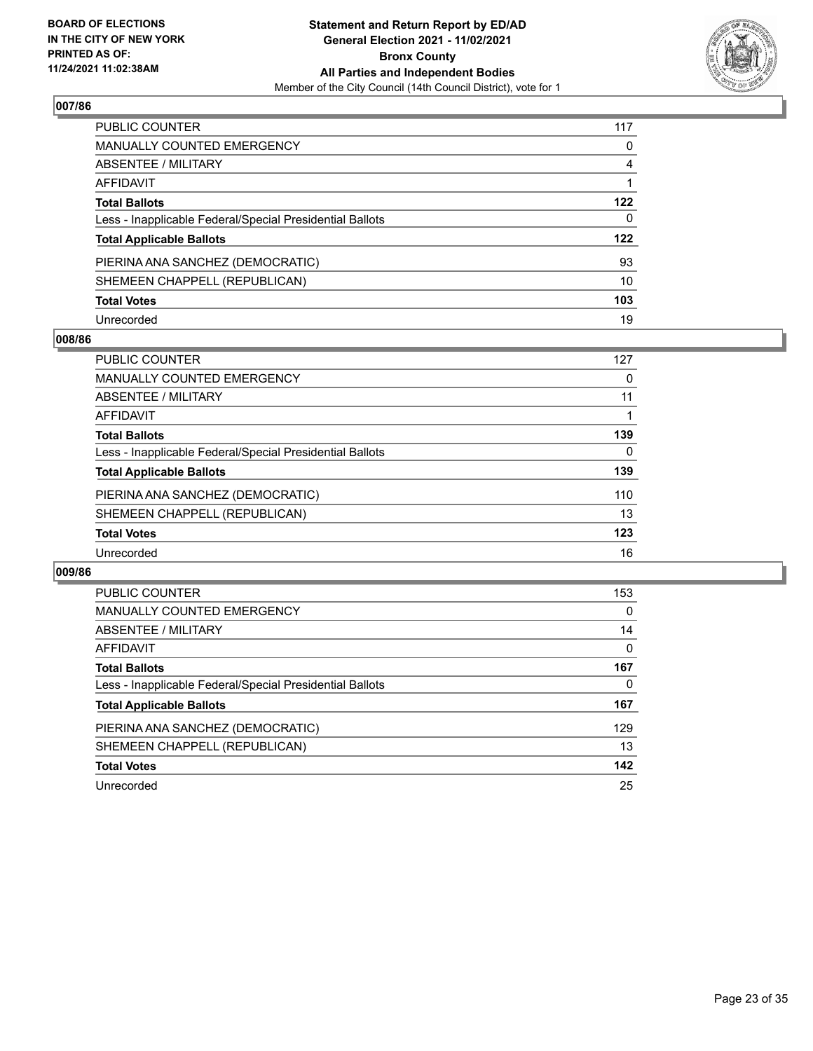**Statement and Return Report by ED/AD**
**General Election 2021 - 11/02/2021**
**Bronx County**
**All Parties and Independent Bodies**
Member of the City Council (14th Council District), vote for 1

BOARD OF ELECTIONS IN THE CITY OF NEW YORK PRINTED AS OF: 11/24/2021 11:02:38AM

## 007/86

| | |
|---|---|
| PUBLIC COUNTER | 117 |
| MANUALLY COUNTED EMERGENCY | 0 |
| ABSENTEE / MILITARY | 4 |
| AFFIDAVIT | 1 |
| **Total Ballots** | **122** |
| Less - Inapplicable Federal/Special Presidential Ballots | 0 |
| **Total Applicable Ballots** | **122** |
| PIERINA ANA SANCHEZ (DEMOCRATIC) | 93 |
| SHEMEEN CHAPPELL (REPUBLICAN) | 10 |
| **Total Votes** | **103** |
| Unrecorded | 19 |

## 008/86

| | |
|---|---|
| PUBLIC COUNTER | 127 |
| MANUALLY COUNTED EMERGENCY | 0 |
| ABSENTEE / MILITARY | 11 |
| AFFIDAVIT | 1 |
| **Total Ballots** | **139** |
| Less - Inapplicable Federal/Special Presidential Ballots | 0 |
| **Total Applicable Ballots** | **139** |
| PIERINA ANA SANCHEZ (DEMOCRATIC) | 110 |
| SHEMEEN CHAPPELL (REPUBLICAN) | 13 |
| **Total Votes** | **123** |
| Unrecorded | 16 |

## 009/86

| | |
|---|---|
| PUBLIC COUNTER | 153 |
| MANUALLY COUNTED EMERGENCY | 0 |
| ABSENTEE / MILITARY | 14 |
| AFFIDAVIT | 0 |
| **Total Ballots** | **167** |
| Less - Inapplicable Federal/Special Presidential Ballots | 0 |
| **Total Applicable Ballots** | **167** |
| PIERINA ANA SANCHEZ (DEMOCRATIC) | 129 |
| SHEMEEN CHAPPELL (REPUBLICAN) | 13 |
| **Total Votes** | **142** |
| Unrecorded | 25 |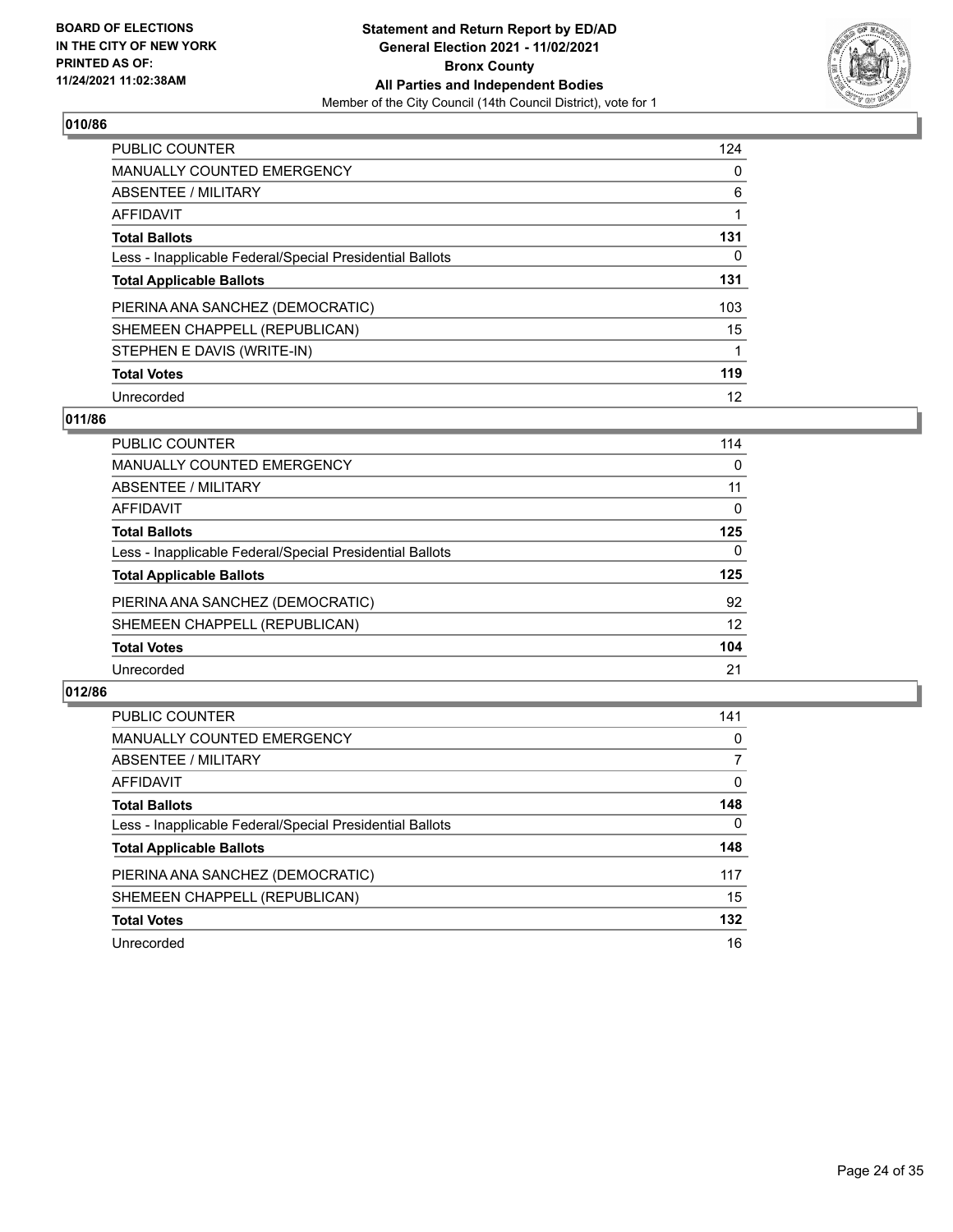BOARD OF ELECTIONS
IN THE CITY OF NEW YORK
PRINTED AS OF:
11/24/2021 11:02:38AM

**Statement and Return Report by ED/AD**
**General Election 2021 - 11/02/2021**
**Bronx County**
**All Parties and Independent Bodies**
Member of the City Council (14th Council District), vote for 1

## 010/86

| | |
|---|---|
| PUBLIC COUNTER | 124 |
| MANUALLY COUNTED EMERGENCY | 0 |
| ABSENTEE / MILITARY | 6 |
| AFFIDAVIT | 1 |
| **Total Ballots** | **131** |
| Less - Inapplicable Federal/Special Presidential Ballots | 0 |
| **Total Applicable Ballots** | **131** |
| PIERINA ANA SANCHEZ (DEMOCRATIC) | 103 |
| SHEMEEN CHAPPELL (REPUBLICAN) | 15 |
| STEPHEN E DAVIS (WRITE-IN) | 1 |
| **Total Votes** | **119** |
| Unrecorded | 12 |

## 011/86

| | |
|---|---|
| PUBLIC COUNTER | 114 |
| MANUALLY COUNTED EMERGENCY | 0 |
| ABSENTEE / MILITARY | 11 |
| AFFIDAVIT | 0 |
| **Total Ballots** | **125** |
| Less - Inapplicable Federal/Special Presidential Ballots | 0 |
| **Total Applicable Ballots** | **125** |
| PIERINA ANA SANCHEZ (DEMOCRATIC) | 92 |
| SHEMEEN CHAPPELL (REPUBLICAN) | 12 |
| **Total Votes** | **104** |
| Unrecorded | 21 |

## 012/86

| | |
|---|---|
| PUBLIC COUNTER | 141 |
| MANUALLY COUNTED EMERGENCY | 0 |
| ABSENTEE / MILITARY | 7 |
| AFFIDAVIT | 0 |
| **Total Ballots** | **148** |
| Less - Inapplicable Federal/Special Presidential Ballots | 0 |
| **Total Applicable Ballots** | **148** |
| PIERINA ANA SANCHEZ (DEMOCRATIC) | 117 |
| SHEMEEN CHAPPELL (REPUBLICAN) | 15 |
| **Total Votes** | **132** |
| Unrecorded | 16 |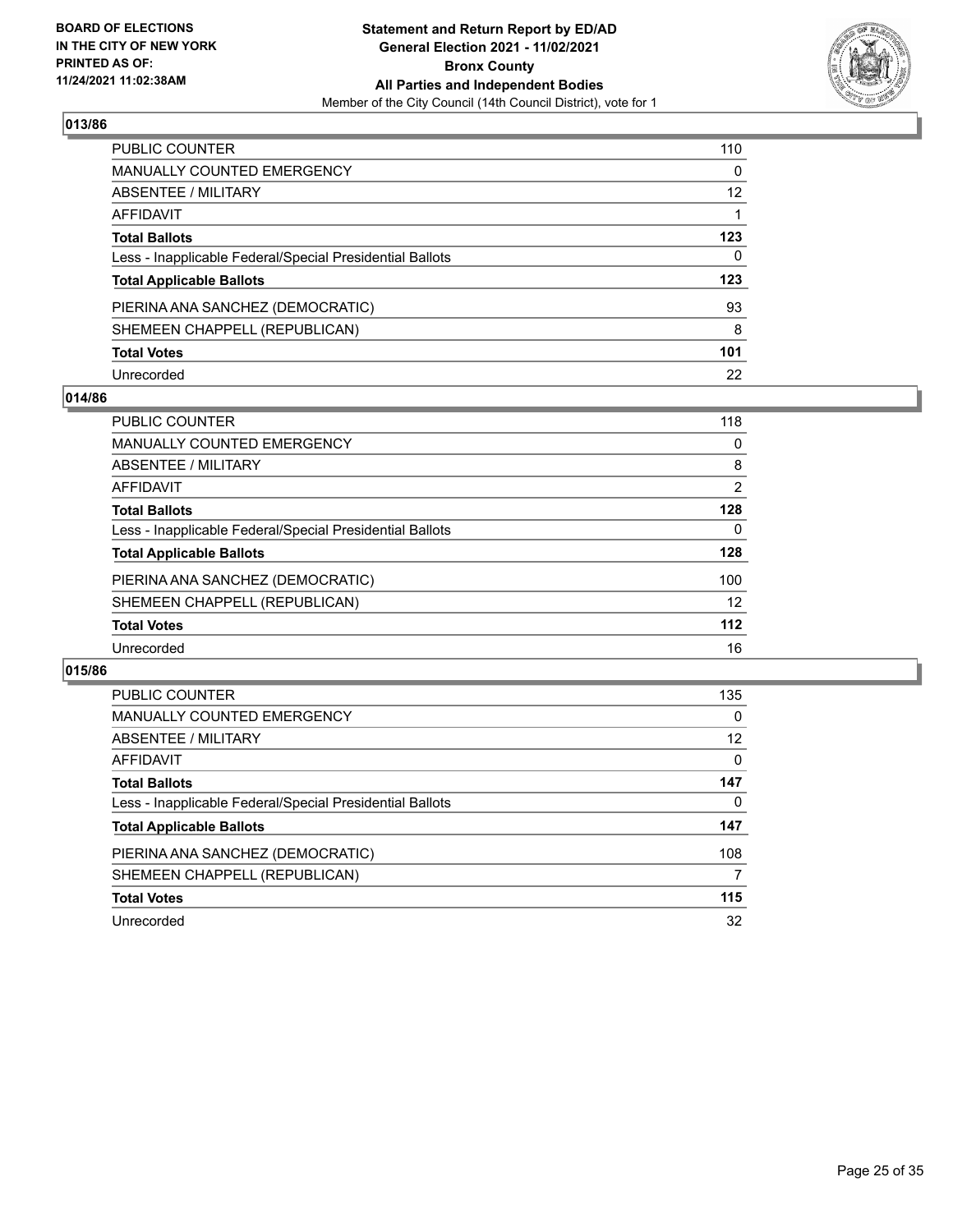## 013/86

| | |
|---|---|
| PUBLIC COUNTER | 110 |
| MANUALLY COUNTED EMERGENCY | 0 |
| ABSENTEE / MILITARY | 12 |
| AFFIDAVIT | 1 |
| **Total Ballots** | **123** |
| Less - Inapplicable Federal/Special Presidential Ballots | 0 |
| **Total Applicable Ballots** | **123** |
| PIERINA ANA SANCHEZ (DEMOCRATIC) | 93 |
| SHEMEEN CHAPPELL (REPUBLICAN) | 8 |
| **Total Votes** | **101** |
| Unrecorded | 22 |

## 014/86

| | |
|---|---|
| PUBLIC COUNTER | 118 |
| MANUALLY COUNTED EMERGENCY | 0 |
| ABSENTEE / MILITARY | 8 |
| AFFIDAVIT | 2 |
| **Total Ballots** | **128** |
| Less - Inapplicable Federal/Special Presidential Ballots | 0 |
| **Total Applicable Ballots** | **128** |
| PIERINA ANA SANCHEZ (DEMOCRATIC) | 100 |
| SHEMEEN CHAPPELL (REPUBLICAN) | 12 |
| **Total Votes** | **112** |
| Unrecorded | 16 |

## 015/86

| | |
|---|---|
| PUBLIC COUNTER | 135 |
| MANUALLY COUNTED EMERGENCY | 0 |
| ABSENTEE / MILITARY | 12 |
| AFFIDAVIT | 0 |
| **Total Ballots** | **147** |
| Less - Inapplicable Federal/Special Presidential Ballots | 0 |
| **Total Applicable Ballots** | **147** |
| PIERINA ANA SANCHEZ (DEMOCRATIC) | 108 |
| SHEMEEN CHAPPELL (REPUBLICAN) | 7 |
| **Total Votes** | **115** |
| Unrecorded | 32 |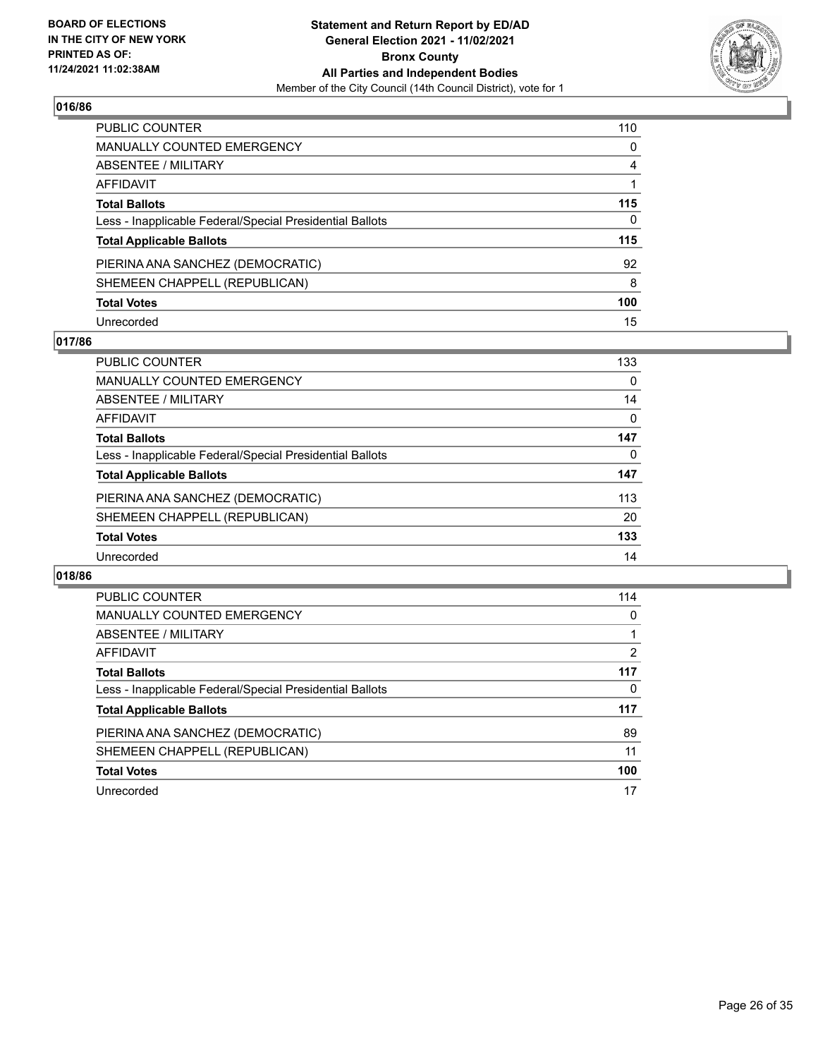## 016/86

| | |
|---|---|
| PUBLIC COUNTER | 110 |
| MANUALLY COUNTED EMERGENCY | 0 |
| ABSENTEE / MILITARY | 4 |
| AFFIDAVIT | 1 |
| **Total Ballots** | **115** |
| Less - Inapplicable Federal/Special Presidential Ballots | 0 |
| **Total Applicable Ballots** | **115** |
| PIERINA ANA SANCHEZ (DEMOCRATIC) | 92 |
| SHEMEEN CHAPPELL (REPUBLICAN) | 8 |
| **Total Votes** | **100** |
| Unrecorded | 15 |

## 017/86

| | |
|---|---|
| PUBLIC COUNTER | 133 |
| MANUALLY COUNTED EMERGENCY | 0 |
| ABSENTEE / MILITARY | 14 |
| AFFIDAVIT | 0 |
| **Total Ballots** | **147** |
| Less - Inapplicable Federal/Special Presidential Ballots | 0 |
| **Total Applicable Ballots** | **147** |
| PIERINA ANA SANCHEZ (DEMOCRATIC) | 113 |
| SHEMEEN CHAPPELL (REPUBLICAN) | 20 |
| **Total Votes** | **133** |
| Unrecorded | 14 |

## 018/86

| | |
|---|---|
| PUBLIC COUNTER | 114 |
| MANUALLY COUNTED EMERGENCY | 0 |
| ABSENTEE / MILITARY | 1 |
| AFFIDAVIT | 2 |
| **Total Ballots** | **117** |
| Less - Inapplicable Federal/Special Presidential Ballots | 0 |
| **Total Applicable Ballots** | **117** |
| PIERINA ANA SANCHEZ (DEMOCRATIC) | 89 |
| SHEMEEN CHAPPELL (REPUBLICAN) | 11 |
| **Total Votes** | **100** |
| Unrecorded | 17 |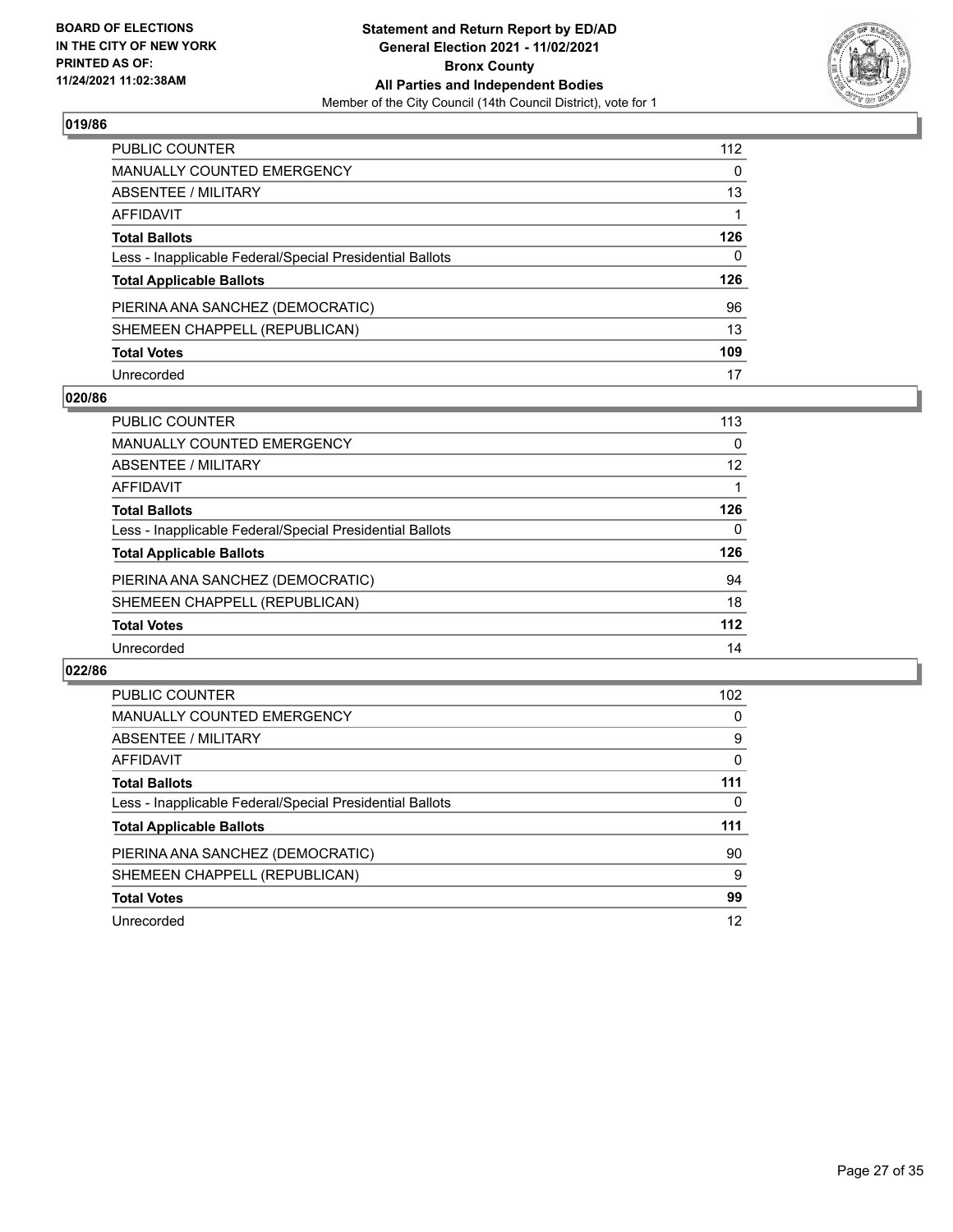**BOARD OF ELECTIONS IN THE CITY OF NEW YORK PRINTED AS OF: 11/24/2021 11:02:38AM**

**Statement and Return Report by ED/AD General Election 2021 - 11/02/2021 Bronx County All Parties and Independent Bodies**

Member of the City Council (14th Council District), vote for 1

## 019/86

| | |
|---|---|
| PUBLIC COUNTER | 112 |
| MANUALLY COUNTED EMERGENCY | 0 |
| ABSENTEE / MILITARY | 13 |
| AFFIDAVIT | 1 |
| **Total Ballots** | **126** |
| Less - Inapplicable Federal/Special Presidential Ballots | 0 |
| **Total Applicable Ballots** | **126** |
| PIERINA ANA SANCHEZ (DEMOCRATIC) | 96 |
| SHEMEEN CHAPPELL (REPUBLICAN) | 13 |
| **Total Votes** | **109** |
| Unrecorded | 17 |

## 020/86

| | |
|---|---|
| PUBLIC COUNTER | 113 |
| MANUALLY COUNTED EMERGENCY | 0 |
| ABSENTEE / MILITARY | 12 |
| AFFIDAVIT | 1 |
| **Total Ballots** | **126** |
| Less - Inapplicable Federal/Special Presidential Ballots | 0 |
| **Total Applicable Ballots** | **126** |
| PIERINA ANA SANCHEZ (DEMOCRATIC) | 94 |
| SHEMEEN CHAPPELL (REPUBLICAN) | 18 |
| **Total Votes** | **112** |
| Unrecorded | 14 |

## 022/86

| | |
|---|---|
| PUBLIC COUNTER | 102 |
| MANUALLY COUNTED EMERGENCY | 0 |
| ABSENTEE / MILITARY | 9 |
| AFFIDAVIT | 0 |
| **Total Ballots** | **111** |
| Less - Inapplicable Federal/Special Presidential Ballots | 0 |
| **Total Applicable Ballots** | **111** |
| PIERINA ANA SANCHEZ (DEMOCRATIC) | 90 |
| SHEMEEN CHAPPELL (REPUBLICAN) | 9 |
| **Total Votes** | **99** |
| Unrecorded | 12 |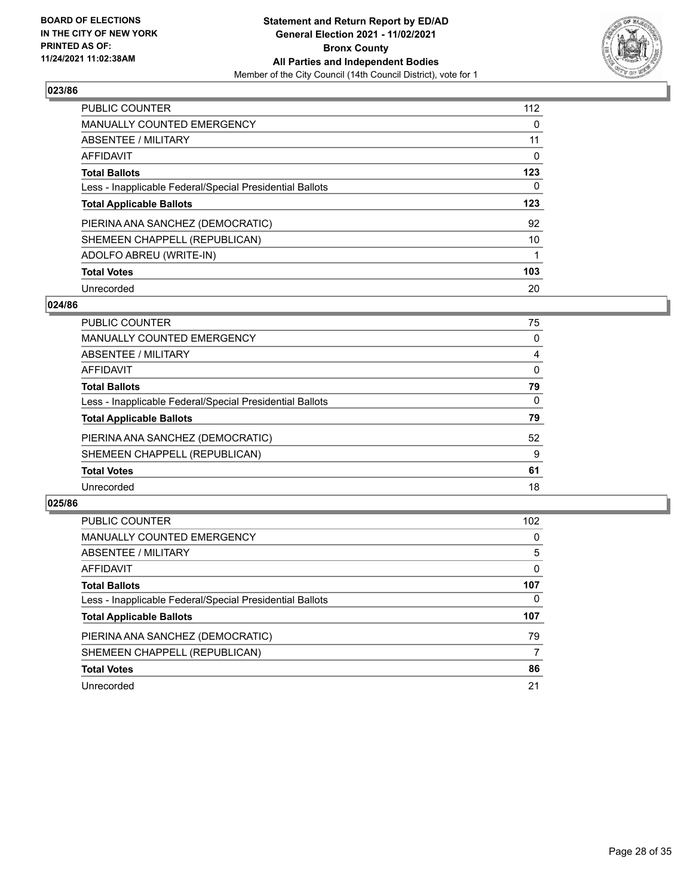## 023/86

| | |
|---|---|
| PUBLIC COUNTER | 112 |
| MANUALLY COUNTED EMERGENCY | 0 |
| ABSENTEE / MILITARY | 11 |
| AFFIDAVIT | 0 |
| **Total Ballots** | **123** |
| Less - Inapplicable Federal/Special Presidential Ballots | 0 |
| **Total Applicable Ballots** | **123** |
| PIERINA ANA SANCHEZ (DEMOCRATIC) | 92 |
| SHEMEEN CHAPPELL (REPUBLICAN) | 10 |
| ADOLFO ABREU (WRITE-IN) | 1 |
| **Total Votes** | **103** |
| Unrecorded | 20 |

## 024/86

| | |
|---|---|
| PUBLIC COUNTER | 75 |
| MANUALLY COUNTED EMERGENCY | 0 |
| ABSENTEE / MILITARY | 4 |
| AFFIDAVIT | 0 |
| **Total Ballots** | **79** |
| Less - Inapplicable Federal/Special Presidential Ballots | 0 |
| **Total Applicable Ballots** | **79** |
| PIERINA ANA SANCHEZ (DEMOCRATIC) | 52 |
| SHEMEEN CHAPPELL (REPUBLICAN) | 9 |
| **Total Votes** | **61** |
| Unrecorded | 18 |

## 025/86

| | |
|---|---|
| PUBLIC COUNTER | 102 |
| MANUALLY COUNTED EMERGENCY | 0 |
| ABSENTEE / MILITARY | 5 |
| AFFIDAVIT | 0 |
| **Total Ballots** | **107** |
| Less - Inapplicable Federal/Special Presidential Ballots | 0 |
| **Total Applicable Ballots** | **107** |
| PIERINA ANA SANCHEZ (DEMOCRATIC) | 79 |
| SHEMEEN CHAPPELL (REPUBLICAN) | 7 |
| **Total Votes** | **86** |
| Unrecorded | 21 |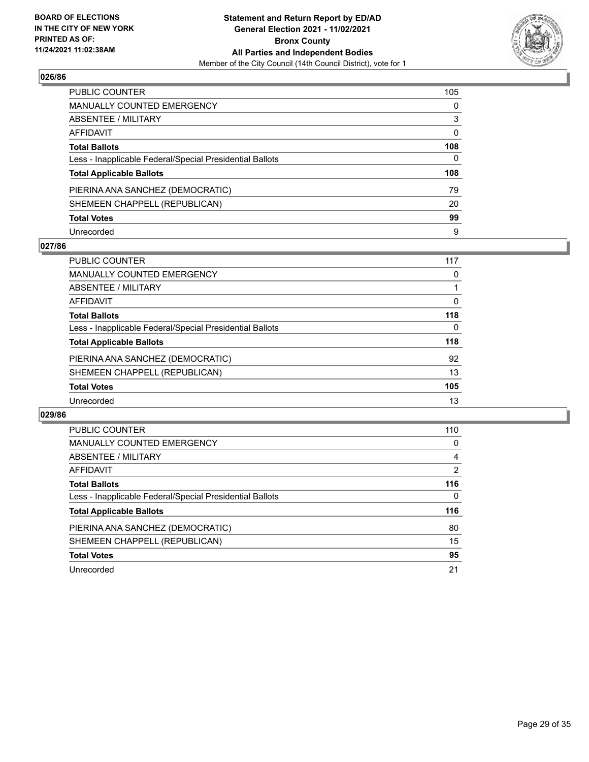## 026/86

| | |
|---|---|
| PUBLIC COUNTER | 105 |
| MANUALLY COUNTED EMERGENCY | 0 |
| ABSENTEE / MILITARY | 3 |
| AFFIDAVIT | 0 |
| **Total Ballots** | **108** |
| Less - Inapplicable Federal/Special Presidential Ballots | 0 |
| **Total Applicable Ballots** | **108** |
| PIERINA ANA SANCHEZ (DEMOCRATIC) | 79 |
| SHEMEEN CHAPPELL (REPUBLICAN) | 20 |
| **Total Votes** | **99** |
| Unrecorded | 9 |

## 027/86

| | |
|---|---|
| PUBLIC COUNTER | 117 |
| MANUALLY COUNTED EMERGENCY | 0 |
| ABSENTEE / MILITARY | 1 |
| AFFIDAVIT | 0 |
| **Total Ballots** | **118** |
| Less - Inapplicable Federal/Special Presidential Ballots | 0 |
| **Total Applicable Ballots** | **118** |
| PIERINA ANA SANCHEZ (DEMOCRATIC) | 92 |
| SHEMEEN CHAPPELL (REPUBLICAN) | 13 |
| **Total Votes** | **105** |
| Unrecorded | 13 |

## 029/86

| | |
|---|---|
| PUBLIC COUNTER | 110 |
| MANUALLY COUNTED EMERGENCY | 0 |
| ABSENTEE / MILITARY | 4 |
| AFFIDAVIT | 2 |
| **Total Ballots** | **116** |
| Less - Inapplicable Federal/Special Presidential Ballots | 0 |
| **Total Applicable Ballots** | **116** |
| PIERINA ANA SANCHEZ (DEMOCRATIC) | 80 |
| SHEMEEN CHAPPELL (REPUBLICAN) | 15 |
| **Total Votes** | **95** |
| Unrecorded | 21 |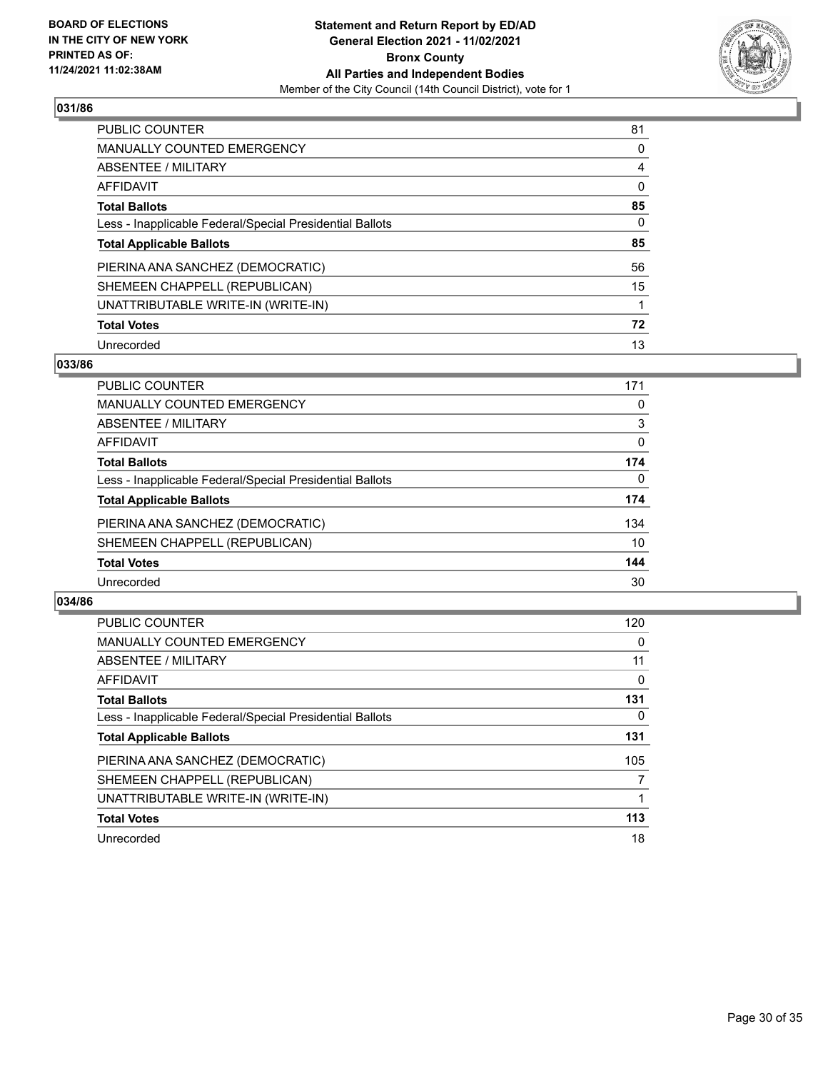BOARD OF ELECTIONS
IN THE CITY OF NEW YORK
PRINTED AS OF:
11/24/2021 11:02:38AM

**Statement and Return Report by ED/AD**
**General Election 2021 - 11/02/2021**
**Bronx County**
**All Parties and Independent Bodies**
Member of the City Council (14th Council District), vote for 1

### 031/86

| | |
|---|---|
| PUBLIC COUNTER | 81 |
| MANUALLY COUNTED EMERGENCY | 0 |
| ABSENTEE / MILITARY | 4 |
| AFFIDAVIT | 0 |
| **Total Ballots** | **85** |
| Less - Inapplicable Federal/Special Presidential Ballots | 0 |
| **Total Applicable Ballots** | **85** |
| PIERINA ANA SANCHEZ (DEMOCRATIC) | 56 |
| SHEMEEN CHAPPELL (REPUBLICAN) | 15 |
| UNATTRIBUTABLE WRITE-IN (WRITE-IN) | 1 |
| **Total Votes** | **72** |
| Unrecorded | 13 |

### 033/86

| | |
|---|---|
| PUBLIC COUNTER | 171 |
| MANUALLY COUNTED EMERGENCY | 0 |
| ABSENTEE / MILITARY | 3 |
| AFFIDAVIT | 0 |
| **Total Ballots** | **174** |
| Less - Inapplicable Federal/Special Presidential Ballots | 0 |
| **Total Applicable Ballots** | **174** |
| PIERINA ANA SANCHEZ (DEMOCRATIC) | 134 |
| SHEMEEN CHAPPELL (REPUBLICAN) | 10 |
| **Total Votes** | **144** |
| Unrecorded | 30 |

### 034/86

| | |
|---|---|
| PUBLIC COUNTER | 120 |
| MANUALLY COUNTED EMERGENCY | 0 |
| ABSENTEE / MILITARY | 11 |
| AFFIDAVIT | 0 |
| **Total Ballots** | **131** |
| Less - Inapplicable Federal/Special Presidential Ballots | 0 |
| **Total Applicable Ballots** | **131** |
| PIERINA ANA SANCHEZ (DEMOCRATIC) | 105 |
| SHEMEEN CHAPPELL (REPUBLICAN) | 7 |
| UNATTRIBUTABLE WRITE-IN (WRITE-IN) | 1 |
| **Total Votes** | **113** |
| Unrecorded | 18 |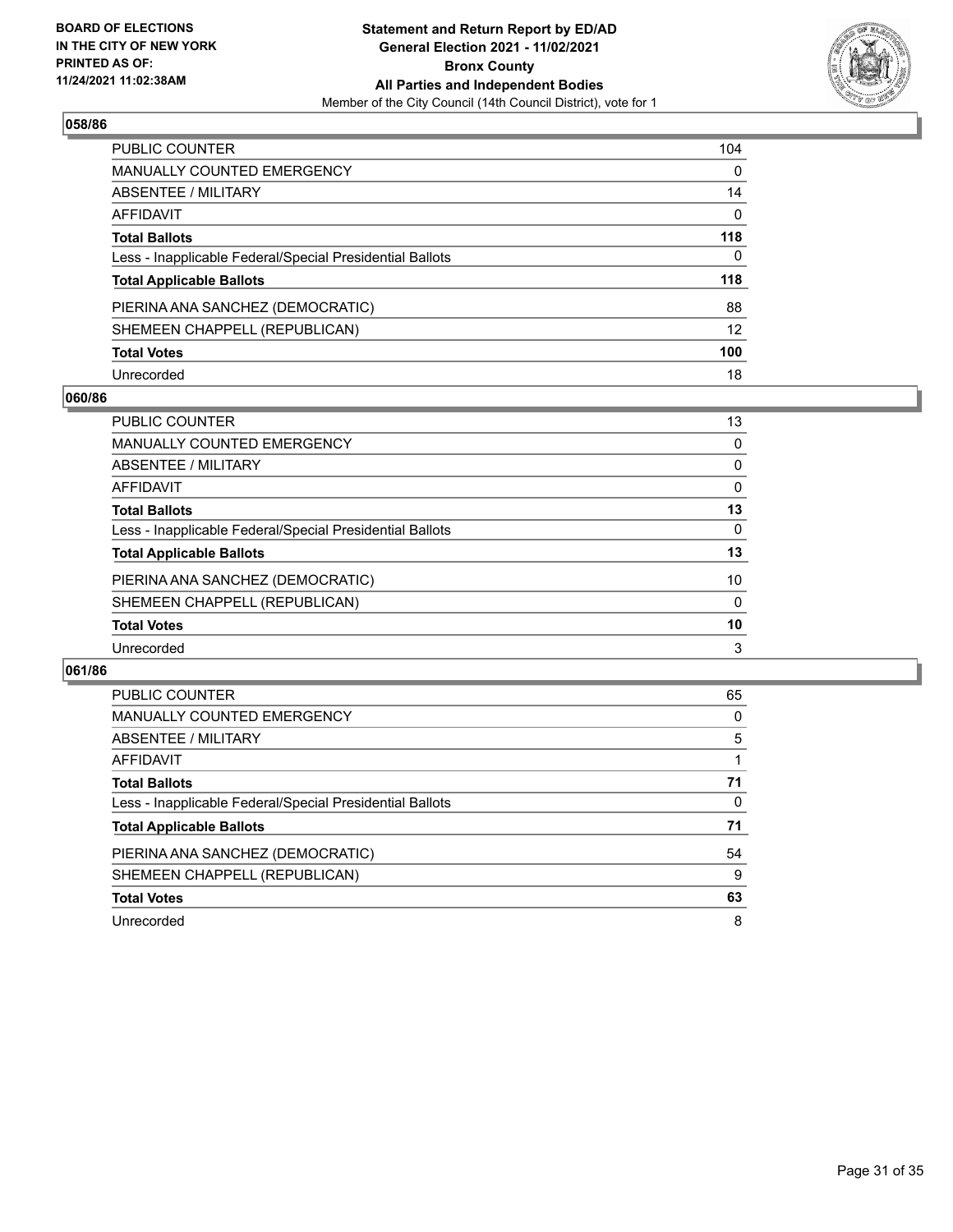## 058/86

| | |
|---|---|
| PUBLIC COUNTER | 104 |
| MANUALLY COUNTED EMERGENCY | 0 |
| ABSENTEE / MILITARY | 14 |
| AFFIDAVIT | 0 |
| **Total Ballots** | **118** |
| Less - Inapplicable Federal/Special Presidential Ballots | 0 |
| **Total Applicable Ballots** | **118** |
| PIERINA ANA SANCHEZ (DEMOCRATIC) | 88 |
| SHEMEEN CHAPPELL (REPUBLICAN) | 12 |
| **Total Votes** | **100** |
| Unrecorded | 18 |

## 060/86

| | |
|---|---|
| PUBLIC COUNTER | 13 |
| MANUALLY COUNTED EMERGENCY | 0 |
| ABSENTEE / MILITARY | 0 |
| AFFIDAVIT | 0 |
| **Total Ballots** | **13** |
| Less - Inapplicable Federal/Special Presidential Ballots | 0 |
| **Total Applicable Ballots** | **13** |
| PIERINA ANA SANCHEZ (DEMOCRATIC) | 10 |
| SHEMEEN CHAPPELL (REPUBLICAN) | 0 |
| **Total Votes** | **10** |
| Unrecorded | 3 |

## 061/86

| | |
|---|---|
| PUBLIC COUNTER | 65 |
| MANUALLY COUNTED EMERGENCY | 0 |
| ABSENTEE / MILITARY | 5 |
| AFFIDAVIT | 1 |
| **Total Ballots** | **71** |
| Less - Inapplicable Federal/Special Presidential Ballots | 0 |
| **Total Applicable Ballots** | **71** |
| PIERINA ANA SANCHEZ (DEMOCRATIC) | 54 |
| SHEMEEN CHAPPELL (REPUBLICAN) | 9 |
| **Total Votes** | **63** |
| Unrecorded | 8 |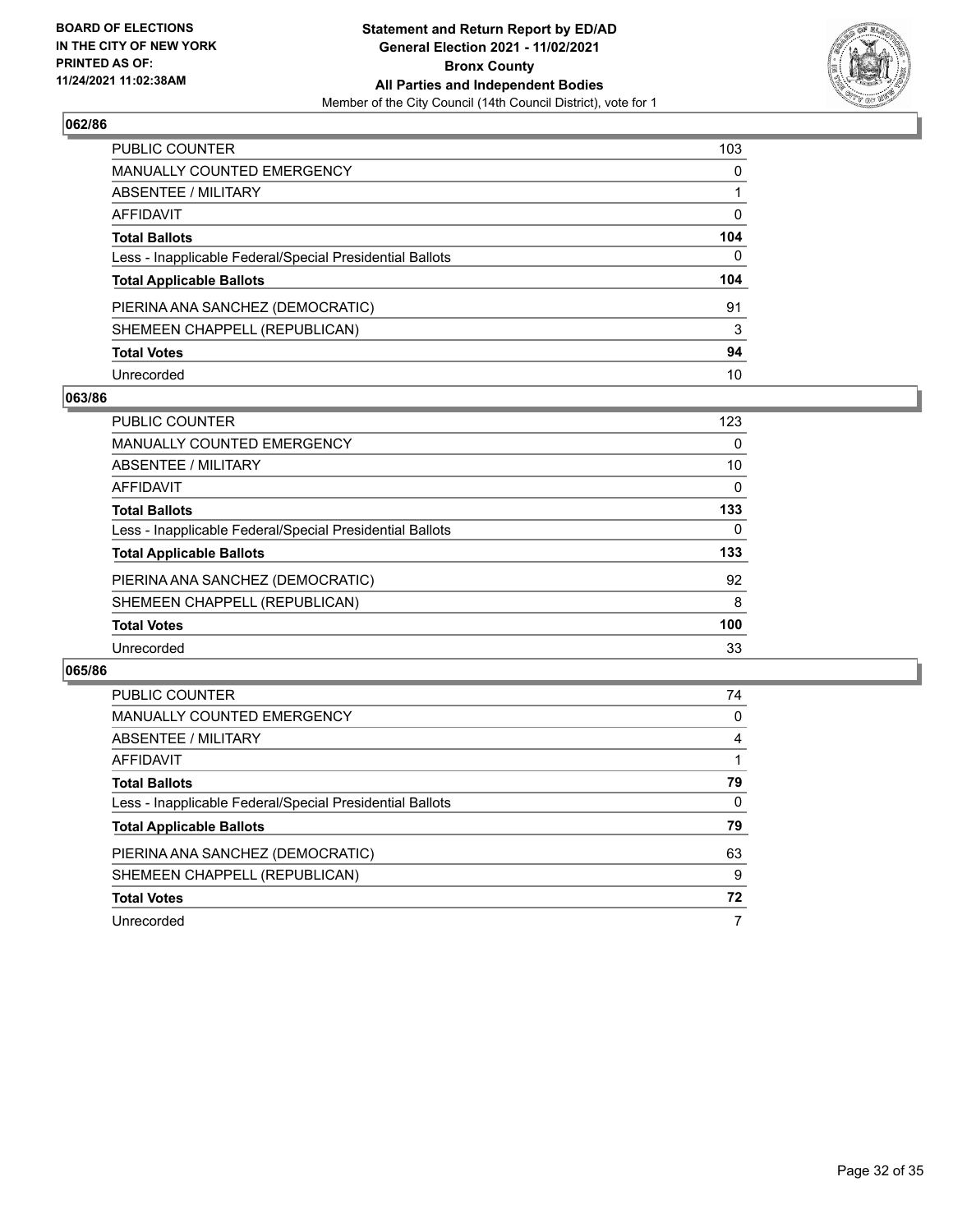**BOARD OF ELECTIONS IN THE CITY OF NEW YORK PRINTED AS OF: 11/24/2021 11:02:38AM**

**Statement and Return Report by ED/AD General Election 2021 - 11/02/2021 Bronx County All Parties and Independent Bodies**
Member of the City Council (14th Council District), vote for 1

### 062/86

| | |
|---|---|
| PUBLIC COUNTER | 103 |
| MANUALLY COUNTED EMERGENCY | 0 |
| ABSENTEE / MILITARY | 1 |
| AFFIDAVIT | 0 |
| **Total Ballots** | **104** |
| Less - Inapplicable Federal/Special Presidential Ballots | 0 |
| **Total Applicable Ballots** | **104** |
| PIERINA ANA SANCHEZ (DEMOCRATIC) | 91 |
| SHEMEEN CHAPPELL (REPUBLICAN) | 3 |
| **Total Votes** | **94** |
| Unrecorded | 10 |

### 063/86

| | |
|---|---|
| PUBLIC COUNTER | 123 |
| MANUALLY COUNTED EMERGENCY | 0 |
| ABSENTEE / MILITARY | 10 |
| AFFIDAVIT | 0 |
| **Total Ballots** | **133** |
| Less - Inapplicable Federal/Special Presidential Ballots | 0 |
| **Total Applicable Ballots** | **133** |
| PIERINA ANA SANCHEZ (DEMOCRATIC) | 92 |
| SHEMEEN CHAPPELL (REPUBLICAN) | 8 |
| **Total Votes** | **100** |
| Unrecorded | 33 |

### 065/86

| | |
|---|---|
| PUBLIC COUNTER | 74 |
| MANUALLY COUNTED EMERGENCY | 0 |
| ABSENTEE / MILITARY | 4 |
| AFFIDAVIT | 1 |
| **Total Ballots** | **79** |
| Less - Inapplicable Federal/Special Presidential Ballots | 0 |
| **Total Applicable Ballots** | **79** |
| PIERINA ANA SANCHEZ (DEMOCRATIC) | 63 |
| SHEMEEN CHAPPELL (REPUBLICAN) | 9 |
| **Total Votes** | **72** |
| Unrecorded | 7 |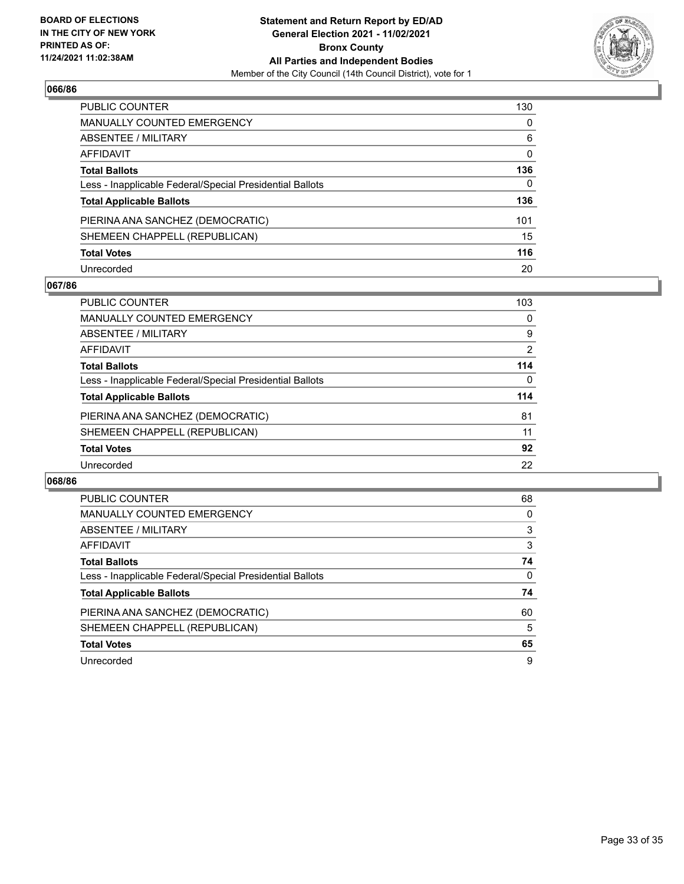## 066/86

| | |
|---|---|
| PUBLIC COUNTER | 130 |
| MANUALLY COUNTED EMERGENCY | 0 |
| ABSENTEE / MILITARY | 6 |
| AFFIDAVIT | 0 |
| **Total Ballots** | **136** |
| Less - Inapplicable Federal/Special Presidential Ballots | 0 |
| **Total Applicable Ballots** | **136** |
| PIERINA ANA SANCHEZ (DEMOCRATIC) | 101 |
| SHEMEEN CHAPPELL (REPUBLICAN) | 15 |
| **Total Votes** | **116** |
| Unrecorded | 20 |

## 067/86

| | |
|---|---|
| PUBLIC COUNTER | 103 |
| MANUALLY COUNTED EMERGENCY | 0 |
| ABSENTEE / MILITARY | 9 |
| AFFIDAVIT | 2 |
| **Total Ballots** | **114** |
| Less - Inapplicable Federal/Special Presidential Ballots | 0 |
| **Total Applicable Ballots** | **114** |
| PIERINA ANA SANCHEZ (DEMOCRATIC) | 81 |
| SHEMEEN CHAPPELL (REPUBLICAN) | 11 |
| **Total Votes** | **92** |
| Unrecorded | 22 |

## 068/86

| | |
|---|---|
| PUBLIC COUNTER | 68 |
| MANUALLY COUNTED EMERGENCY | 0 |
| ABSENTEE / MILITARY | 3 |
| AFFIDAVIT | 3 |
| **Total Ballots** | **74** |
| Less - Inapplicable Federal/Special Presidential Ballots | 0 |
| **Total Applicable Ballots** | **74** |
| PIERINA ANA SANCHEZ (DEMOCRATIC) | 60 |
| SHEMEEN CHAPPELL (REPUBLICAN) | 5 |
| **Total Votes** | **65** |
| Unrecorded | 9 |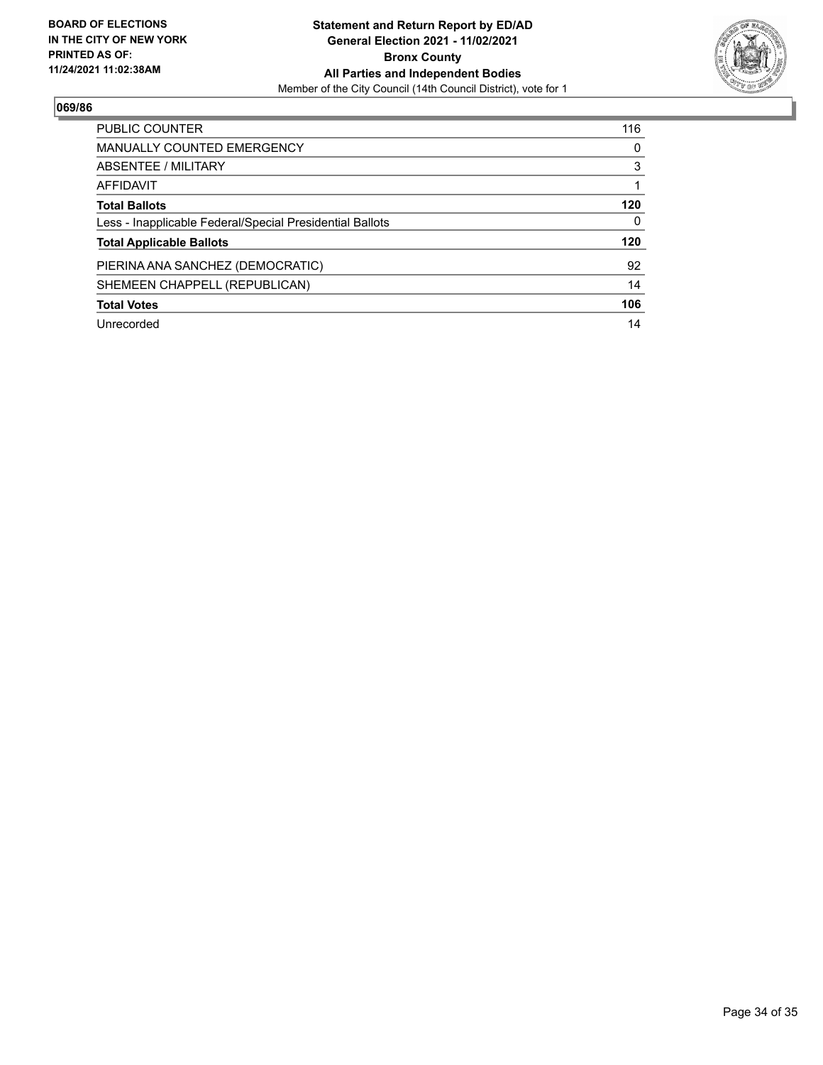**BOARD OF ELECTIONS IN THE CITY OF NEW YORK PRINTED AS OF: 11/24/2021 11:02:38AM**

**Statement and Return Report by ED/AD**
**General Election 2021 - 11/02/2021**
**Bronx County**
**All Parties and Independent Bodies**
Member of the City Council (14th Council District), vote for 1

## 069/86

| | |
|---|---|
| PUBLIC COUNTER | 116 |
| MANUALLY COUNTED EMERGENCY | 0 |
| ABSENTEE / MILITARY | 3 |
| AFFIDAVIT | 1 |
| **Total Ballots** | **120** |
| Less - Inapplicable Federal/Special Presidential Ballots | 0 |
| **Total Applicable Ballots** | **120** |
| PIERINA ANA SANCHEZ (DEMOCRATIC) | 92 |
| SHEMEEN CHAPPELL (REPUBLICAN) | 14 |
| **Total Votes** | **106** |
| Unrecorded | 14 |